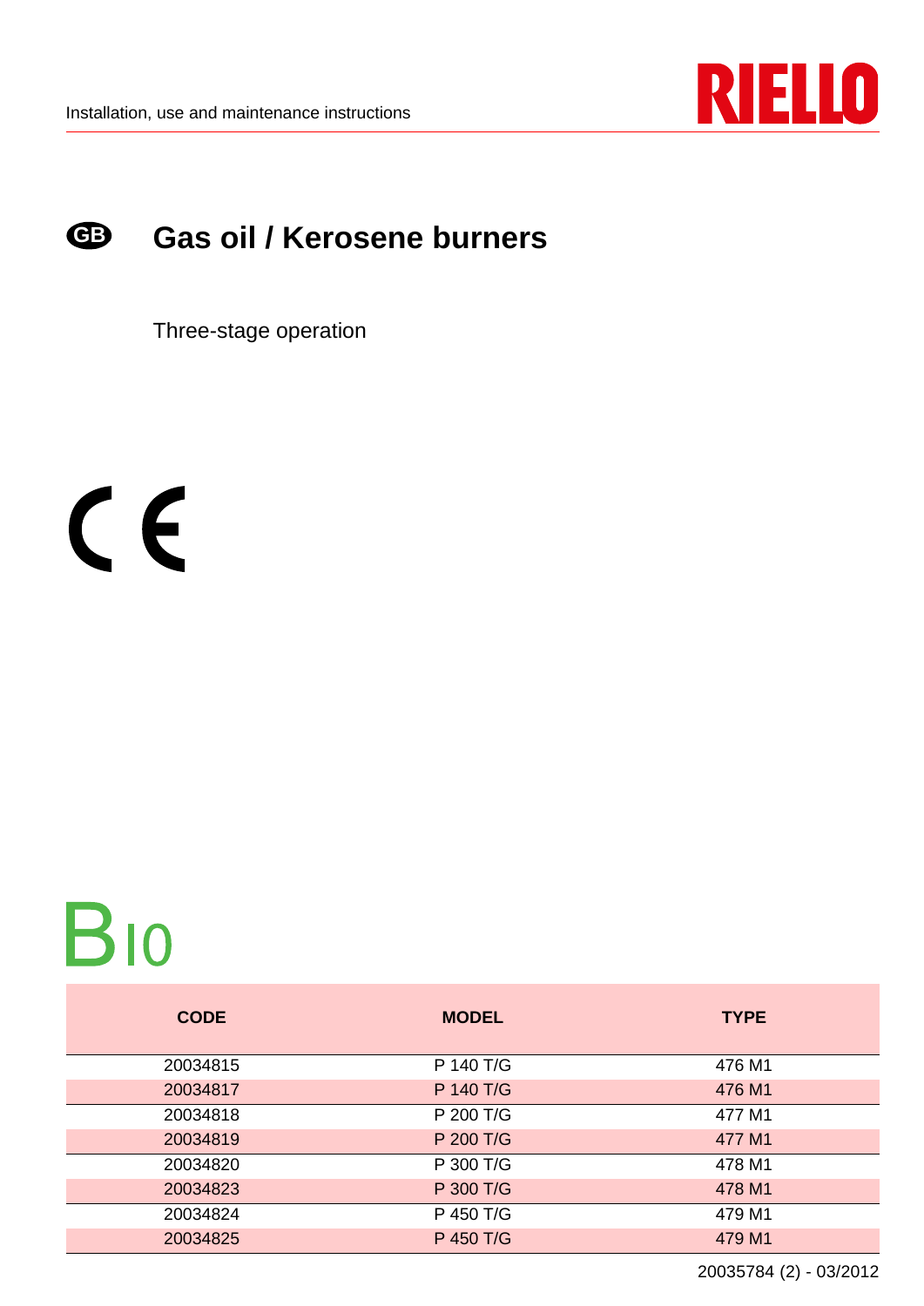Installation, use and maintenance instructions

RIELLO

GB

# Gas oil / Kerosene burners

Three-stage operation

CE

B10

| CODE | MODEL | TYPE |
| --- | --- | --- |
| 20034815 | P 140 T/G | 476 M1 |
| 20034817 | P 140 T/G | 476 M1 |
| 20034818 | P 200 T/G | 477 M1 |
| 20034819 | P 200 T/G | 477 M1 |
| 20034820 | P 300 T/G | 478 M1 |
| 20034823 | P 300 T/G | 478 M1 |
| 20034824 | P 450 T/G | 479 M1 |
| 20034825 | P 450 T/G | 479 M1 |

20035784 (2) - 03/2012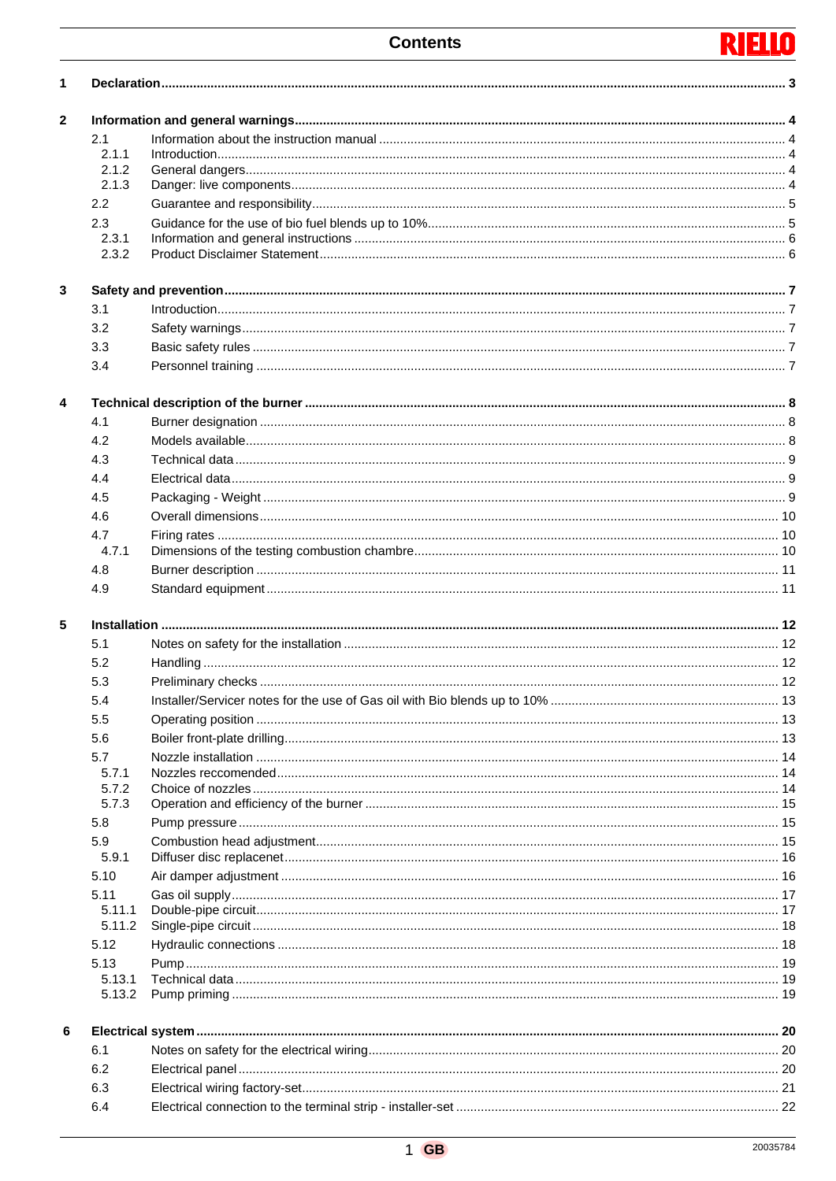# Contents

| | | |
|---|---|---|
| **1** | **Declaration** | **3** |
| **2** | **Information and general warnings** | **4** |
| 2.1 | Information about the instruction manual | 4 |
| 2.1.1 | Introduction | 4 |
| 2.1.2 | General dangers | 4 |
| 2.1.3 | Danger: live components | 4 |
| 2.2 | Guarantee and responsibility | 5 |
| 2.3 | Guidance for the use of bio fuel blends up to 10% | 5 |
| 2.3.1 | Information and general instructions | 6 |
| 2.3.2 | Product Disclaimer Statement | 6 |
| **3** | **Safety and prevention** | **7** |
| 3.1 | Introduction | 7 |
| 3.2 | Safety warnings | 7 |
| 3.3 | Basic safety rules | 7 |
| 3.4 | Personnel training | 7 |
| **4** | **Technical description of the burner** | **8** |
| 4.1 | Burner designation | 8 |
| 4.2 | Models available | 8 |
| 4.3 | Technical data | 9 |
| 4.4 | Electrical data | 9 |
| 4.5 | Packaging - Weight | 9 |
| 4.6 | Overall dimensions | 10 |
| 4.7 | Firing rates | 10 |
| 4.7.1 | Dimensions of the testing combustion chambre | 10 |
| 4.8 | Burner description | 11 |
| 4.9 | Standard equipment | 11 |
| **5** | **Installation** | **12** |
| 5.1 | Notes on safety for the installation | 12 |
| 5.2 | Handling | 12 |
| 5.3 | Preliminary checks | 12 |
| 5.4 | Installer/Servicer notes for the use of Gas oil with Bio blends up to 10% | 13 |
| 5.5 | Operating position | 13 |
| 5.6 | Boiler front-plate drilling | 13 |
| 5.7 | Nozzle installation | 14 |
| 5.7.1 | Nozzles reccomended | 14 |
| 5.7.2 | Choice of nozzles | 14 |
| 5.7.3 | Operation and efficiency of the burner | 15 |
| 5.8 | Pump pressure | 15 |
| 5.9 | Combustion head adjustment | 15 |
| 5.9.1 | Diffuser disc replacenet | 16 |
| 5.10 | Air damper adjustment | 16 |
| 5.11 | Gas oil supply | 17 |
| 5.11.1 | Double-pipe circuit | 17 |
| 5.11.2 | Single-pipe circuit | 18 |
| 5.12 | Hydraulic connections | 18 |
| 5.13 | Pump | 19 |
| 5.13.1 | Technical data | 19 |
| 5.13.2 | Pump priming | 19 |
| **6** | **Electrical system** | **20** |
| 6.1 | Notes on safety for the electrical wiring | 20 |
| 6.2 | Electrical panel | 20 |
| 6.3 | Electrical wiring factory-set | 21 |
| 6.4 | Electrical connection to the terminal strip - installer-set | 22 |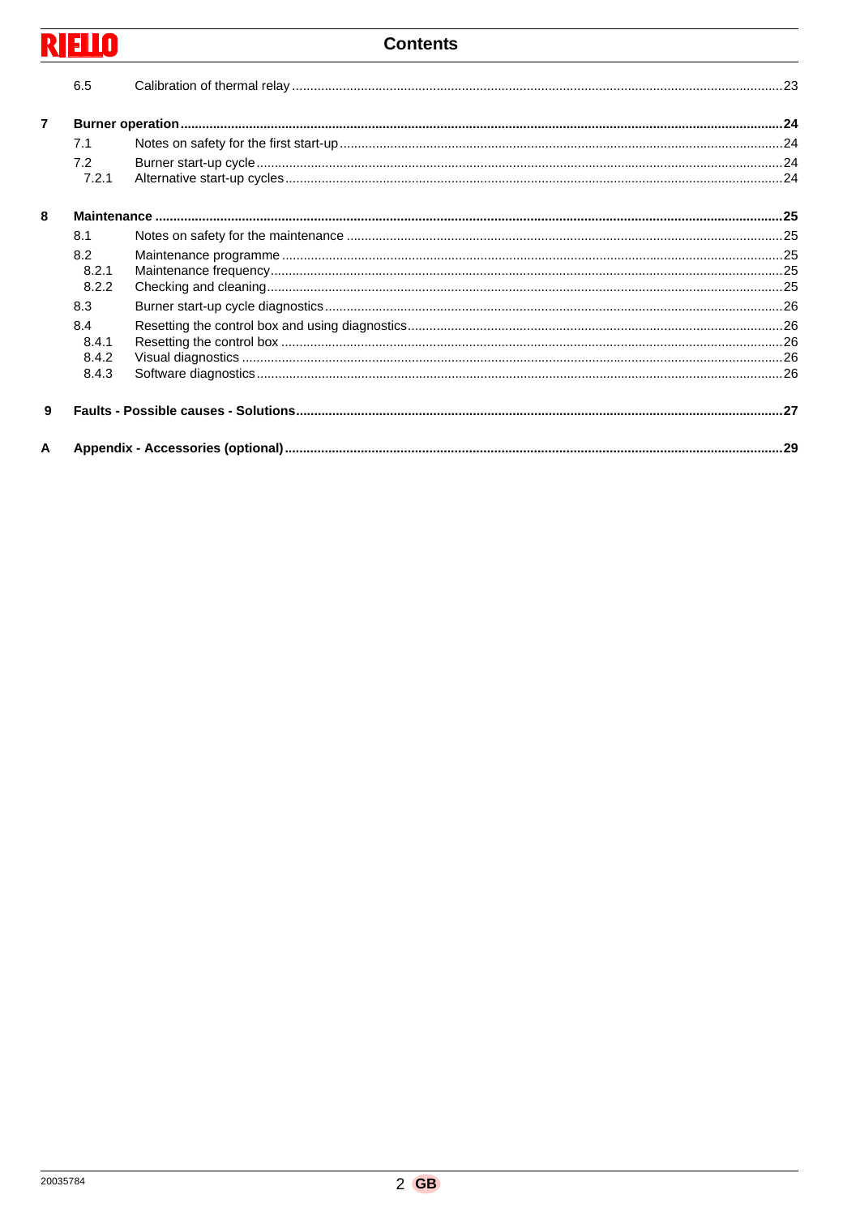| | | |
|---|---|---|
| 6.5 | Calibration of thermal relay | 23 |
| **7** | **Burner operation** | **24** |
| 7.1 | Notes on safety for the first start-up | 24 |
| 7.2 | Burner start-up cycle | 24 |
| 7.2.1 | Alternative start-up cycles | 24 |
| **8** | **Maintenance** | **25** |
| 8.1 | Notes on safety for the maintenance | 25 |
| 8.2 | Maintenance programme | 25 |
| 8.2.1 | Maintenance frequency | 25 |
| 8.2.2 | Checking and cleaning | 25 |
| 8.3 | Burner start-up cycle diagnostics | 26 |
| 8.4 | Resetting the control box and using diagnostics | 26 |
| 8.4.1 | Resetting the control box | 26 |
| 8.4.2 | Visual diagnostics | 26 |
| 8.4.3 | Software diagnostics | 26 |
| **9** | **Faults - Possible causes - Solutions** | **27** |
| **A** | **Appendix - Accessories (optional)** | **29** |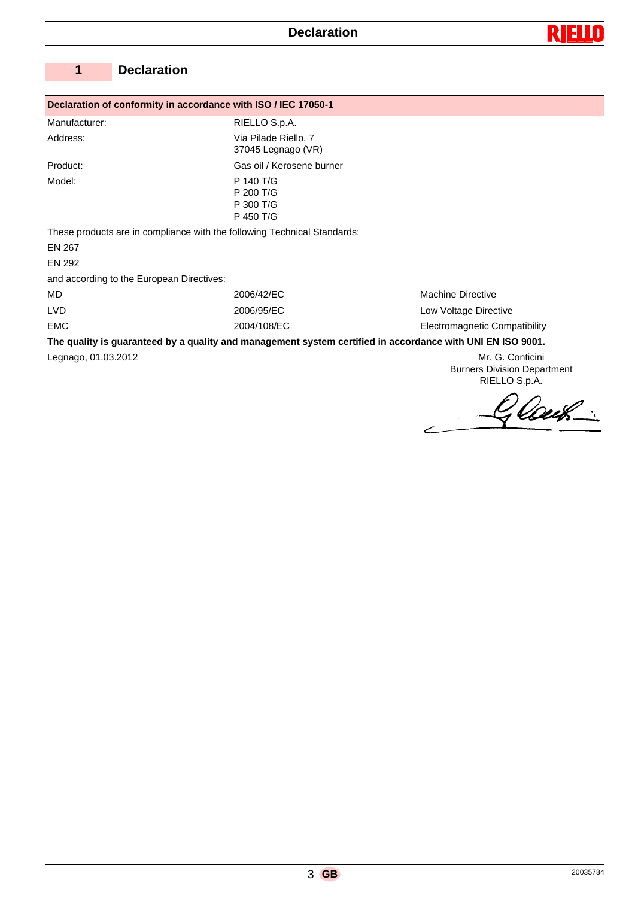# 1 Declaration

| Declaration of conformity in accordance with ISO / IEC 17050-1 | | |
|---|---|---|
| Manufacturer: | RIELLO S.p.A. | |
| Address: | Via Pilade Riello, 7<br>37045 Legnago (VR) | |
| Product: | Gas oil / Kerosene burner | |
| Model: | P 140 T/G<br>P 200 T/G<br>P 300 T/G<br>P 450 T/G | |
| These products are in compliance with the following Technical Standards: | | |
| EN 267 | | |
| EN 292 | | |
| and according to the European Directives: | | |
| MD | 2006/42/EC | Machine Directive |
| LVD | 2006/95/EC | Low Voltage Directive |
| EMC | 2004/108/EC | Electromagnetic Compatibility |

**The quality is guaranteed by a quality and management system certified in accordance with UNI EN ISO 9001.**

Legnago, 01.03.2012

Mr. G. Conticini
Burners Division Department
RIELLO S.p.A.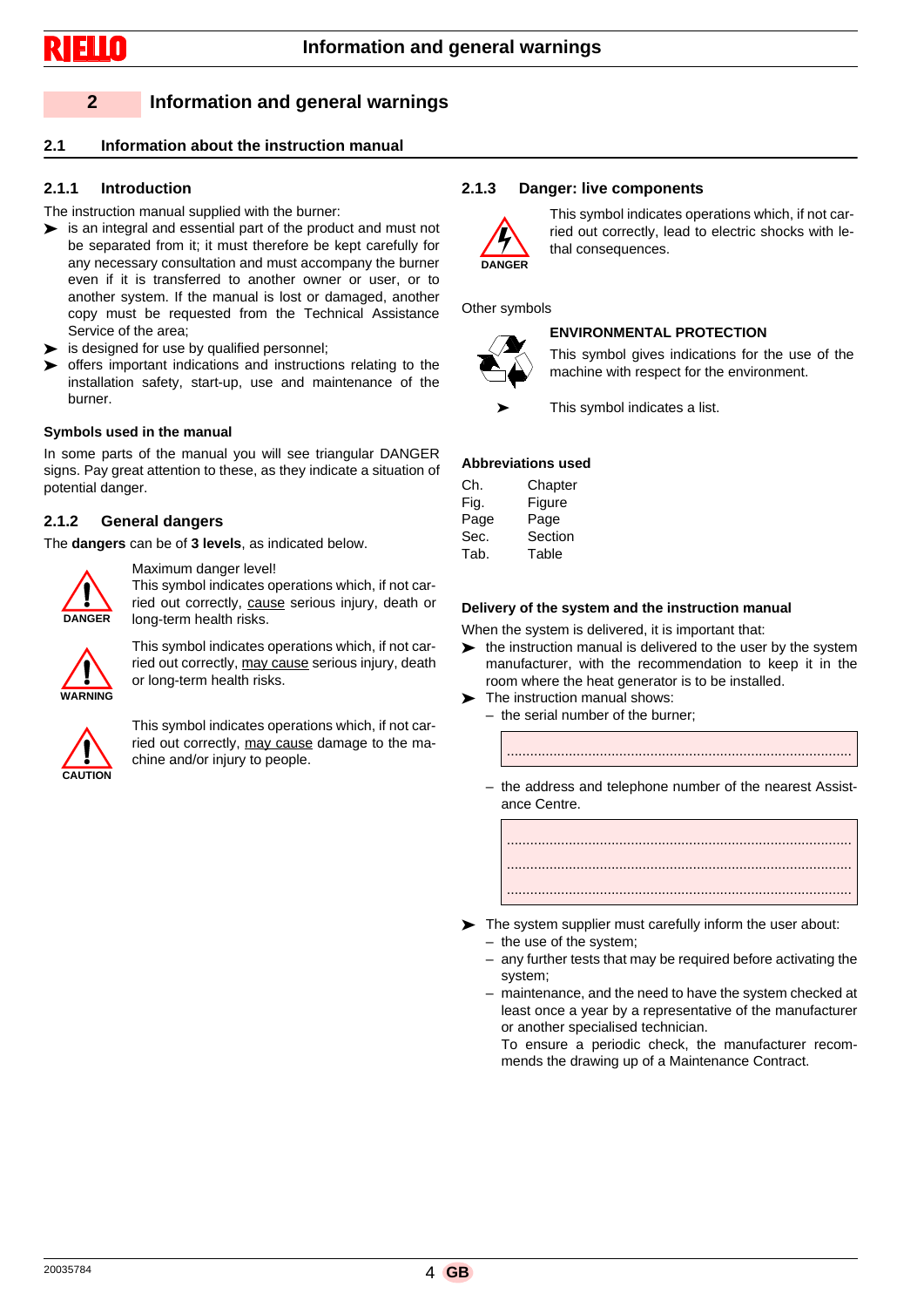# 2 Information and general warnings

## 2.1 Information about the instruction manual

### 2.1.1 Introduction

The instruction manual supplied with the burner:

- is an integral and essential part of the product and must not be separated from it; it must therefore be kept carefully for any necessary consultation and must accompany the burner even if it is transferred to another owner or user, or to another system. If the manual is lost or damaged, another copy must be requested from the Technical Assistance Service of the area;
- is designed for use by qualified personnel;
- offers important indications and instructions relating to the installation safety, start-up, use and maintenance of the burner.

**Symbols used in the manual**

In some parts of the manual you will see triangular DANGER signs. Pay great attention to these, as they indicate a situation of potential danger.

### 2.1.2 General dangers

The **dangers** can be of **3 levels**, as indicated below.

DANGER

Maximum danger level!
This symbol indicates operations which, if not carried out correctly, cause serious injury, death or long-term health risks.

WARNING

This symbol indicates operations which, if not carried out correctly, may cause serious injury, death or long-term health risks.

CAUTION

This symbol indicates operations which, if not carried out correctly, may cause damage to the machine and/or injury to people.

### 2.1.3 Danger: live components

DANGER

This symbol indicates operations which, if not carried out correctly, lead to electric shocks with lethal consequences.

Other symbols

**ENVIRONMENTAL PROTECTION**

This symbol gives indications for the use of the machine with respect for the environment.

➤ This symbol indicates a list.

**Abbreviations used**

| | |
|---|---|
| Ch. | Chapter |
| Fig. | Figure |
| Page | Page |
| Sec. | Section |
| Tab. | Table |

**Delivery of the system and the instruction manual**

When the system is delivered, it is important that:

- the instruction manual is delivered to the user by the system manufacturer, with the recommendation to keep it in the room where the heat generator is to be installed.
- The instruction manual shows:
  - the serial number of the burner;

    ......................................................................................

  - the address and telephone number of the nearest Assistance Centre.

    ......................................................................................

    ......................................................................................

    ......................................................................................

- The system supplier must carefully inform the user about:
  - the use of the system;
  - any further tests that may be required before activating the system;
  - maintenance, and the need to have the system checked at least once a year by a representative of the manufacturer or another specialised technician.
    To ensure a periodic check, the manufacturer recommends the drawing up of a Maintenance Contract.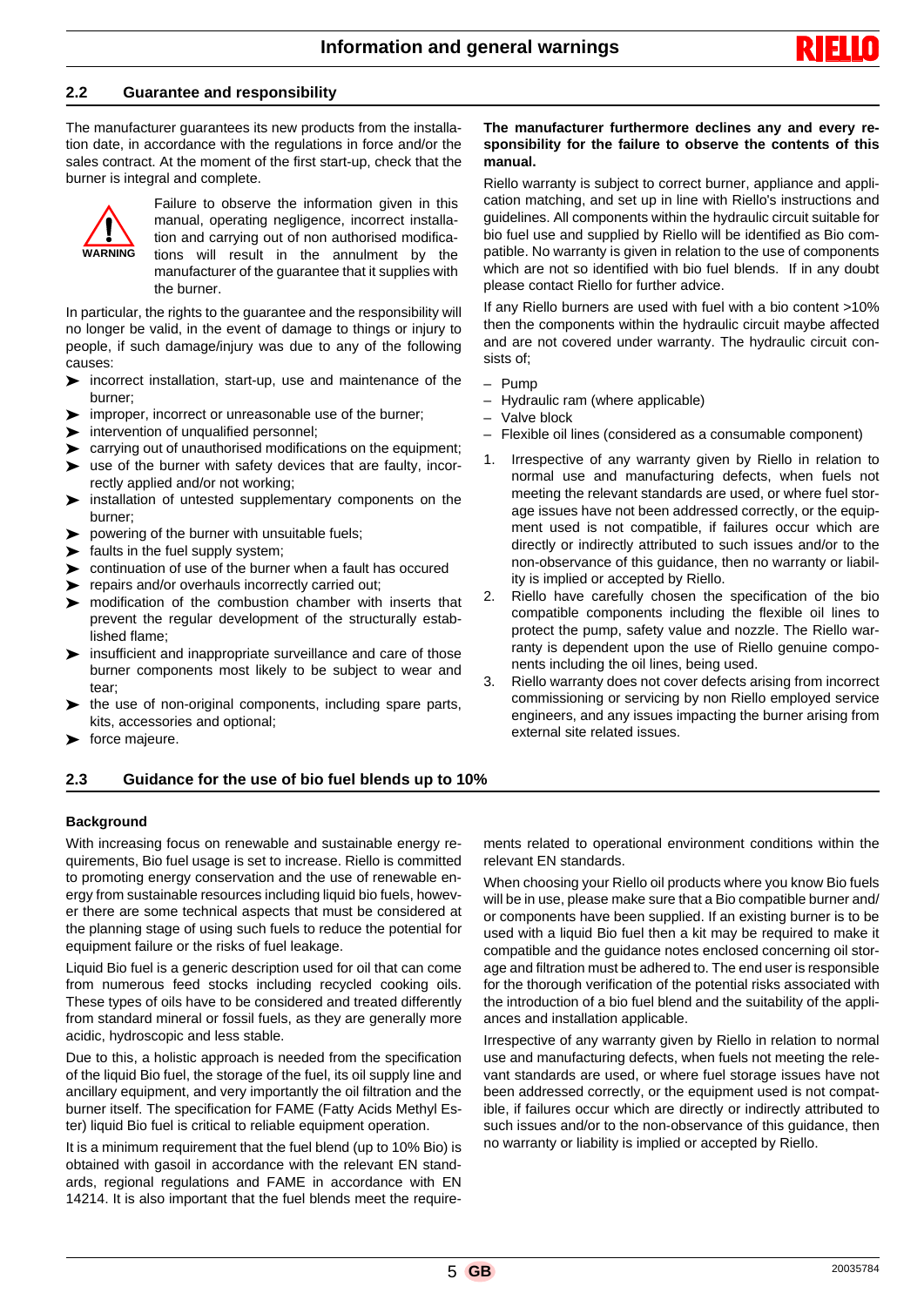## 2.2 Guarantee and responsibility

The manufacturer guarantees its new products from the installation date, in accordance with the regulations in force and/or the sales contract. At the moment of the first start-up, check that the burner is integral and complete.

WARNING

Failure to observe the information given in this manual, operating negligence, incorrect installation and carrying out of non authorised modifications will result in the annulment by the manufacturer of the guarantee that it supplies with the burner.

In particular, the rights to the guarantee and the responsibility will no longer be valid, in the event of damage to things or injury to people, if such damage/injury was due to any of the following causes:

- incorrect installation, start-up, use and maintenance of the burner;
- improper, incorrect or unreasonable use of the burner;
- intervention of unqualified personnel;
- carrying out of unauthorised modifications on the equipment;
- use of the burner with safety devices that are faulty, incorrectly applied and/or not working;
- installation of untested supplementary components on the burner;
- powering of the burner with unsuitable fuels;
- faults in the fuel supply system;
- continuation of use of the burner when a fault has occured
- repairs and/or overhauls incorrectly carried out;
- modification of the combustion chamber with inserts that prevent the regular development of the structurally established flame;
- insufficient and inappropriate surveillance and care of those burner components most likely to be subject to wear and tear;
- the use of non-original components, including spare parts, kits, accessories and optional;
- force majeure.

**The manufacturer furthermore declines any and every responsibility for the failure to observe the contents of this manual.**

Riello warranty is subject to correct burner, appliance and application matching, and set up in line with Riello's instructions and guidelines. All components within the hydraulic circuit suitable for bio fuel use and supplied by Riello will be identified as Bio compatible. No warranty is given in relation to the use of components which are not so identified with bio fuel blends. If in any doubt please contact Riello for further advice.

If any Riello burners are used with fuel with a bio content >10% then the components within the hydraulic circuit maybe affected and are not covered under warranty. The hydraulic circuit consists of;

- Pump
- Hydraulic ram (where applicable)
- Valve block
- Flexible oil lines (considered as a consumable component)

1. Irrespective of any warranty given by Riello in relation to normal use and manufacturing defects, when fuels not meeting the relevant standards are used, or where fuel storage issues have not been addressed correctly, or the equipment used is not compatible, if failures occur which are directly or indirectly attributed to such issues and/or to the non-observance of this guidance, then no warranty or liability is implied or accepted by Riello.
2. Riello have carefully chosen the specification of the bio compatible components including the flexible oil lines to protect the pump, safety value and nozzle. The Riello warranty is dependent upon the use of Riello genuine components including the oil lines, being used.
3. Riello warranty does not cover defects arising from incorrect commissioning or servicing by non Riello employed service engineers, and any issues impacting the burner arising from external site related issues.

## 2.3 Guidance for the use of bio fuel blends up to 10%

**Background**

With increasing focus on renewable and sustainable energy requirements, Bio fuel usage is set to increase. Riello is committed to promoting energy conservation and the use of renewable energy from sustainable resources including liquid bio fuels, however there are some technical aspects that must be considered at the planning stage of using such fuels to reduce the potential for equipment failure or the risks of fuel leakage.

Liquid Bio fuel is a generic description used for oil that can come from numerous feed stocks including recycled cooking oils. These types of oils have to be considered and treated differently from standard mineral or fossil fuels, as they are generally more acidic, hydroscopic and less stable.

Due to this, a holistic approach is needed from the specification of the liquid Bio fuel, the storage of the fuel, its oil supply line and ancillary equipment, and very importantly the oil filtration and the burner itself. The specification for FAME (Fatty Acids Methyl Ester) liquid Bio fuel is critical to reliable equipment operation.

It is a minimum requirement that the fuel blend (up to 10% Bio) is obtained with gasoil in accordance with the relevant EN standards, regional regulations and FAME in accordance with EN 14214. It is also important that the fuel blends meet the requirements related to operational environment conditions within the relevant EN standards.

When choosing your Riello oil products where you know Bio fuels will be in use, please make sure that a Bio compatible burner and/or components have been supplied. If an existing burner is to be used with a liquid Bio fuel then a kit may be required to make it compatible and the guidance notes enclosed concerning oil storage and filtration must be adhered to. The end user is responsible for the thorough verification of the potential risks associated with the introduction of a bio fuel blend and the suitability of the appliances and installation applicable.

Irrespective of any warranty given by Riello in relation to normal use and manufacturing defects, when fuels not meeting the relevant standards are used, or where fuel storage issues have not been addressed correctly, or the equipment used is not compatible, if failures occur which are directly or indirectly attributed to such issues and/or to the non-observance of this guidance, then no warranty or liability is implied or accepted by Riello.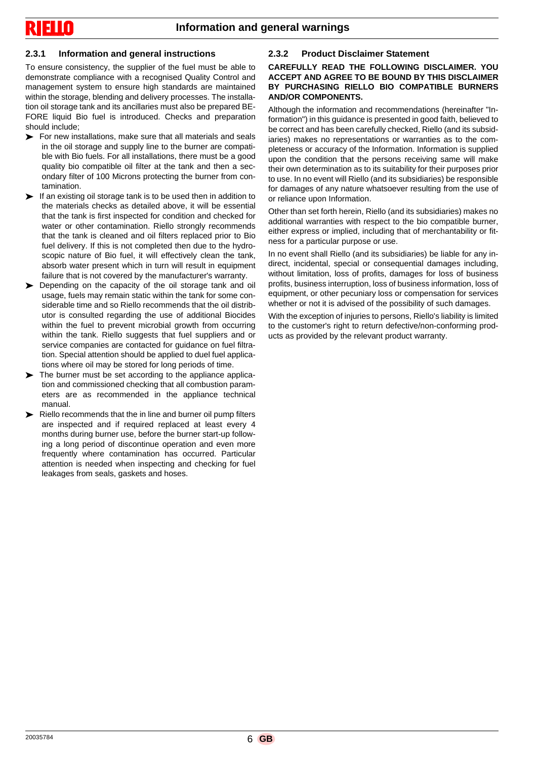### 2.3.1 Information and general instructions

To ensure consistency, the supplier of the fuel must be able to demonstrate compliance with a recognised Quality Control and management system to ensure high standards are maintained within the storage, blending and delivery processes. The installation oil storage tank and its ancillaries must also be prepared BEFORE liquid Bio fuel is introduced. Checks and preparation should include;

- For new installations, make sure that all materials and seals in the oil storage and supply line to the burner are compatible with Bio fuels. For all installations, there must be a good quality bio compatible oil filter at the tank and then a secondary filter of 100 Microns protecting the burner from contamination.
- If an existing oil storage tank is to be used then in addition to the materials checks as detailed above, it will be essential that the tank is first inspected for condition and checked for water or other contamination. Riello strongly recommends that the tank is cleaned and oil filters replaced prior to Bio fuel delivery. If this is not completed then due to the hydroscopic nature of Bio fuel, it will effectively clean the tank, absorb water present which in turn will result in equipment failure that is not covered by the manufacturer's warranty.
- Depending on the capacity of the oil storage tank and oil usage, fuels may remain static within the tank for some considerable time and so Riello recommends that the oil distributor is consulted regarding the use of additional Biocides within the fuel to prevent microbial growth from occurring within the tank. Riello suggests that fuel suppliers and or service companies are contacted for guidance on fuel filtration. Special attention should be applied to duel fuel applications where oil may be stored for long periods of time.
- The burner must be set according to the appliance application and commissioned checking that all combustion parameters are as recommended in the appliance technical manual.
- Riello recommends that the in line and burner oil pump filters are inspected and if required replaced at least every 4 months during burner use, before the burner start-up following a long period of discontinue operation and even more frequently where contamination has occurred. Particular attention is needed when inspecting and checking for fuel leakages from seals, gaskets and hoses.

### 2.3.2 Product Disclaimer Statement

**CAREFULLY READ THE FOLLOWING DISCLAIMER. YOU ACCEPT AND AGREE TO BE BOUND BY THIS DISCLAIMER BY PURCHASING RIELLO BIO COMPATIBLE BURNERS AND/OR COMPONENTS.**

Although the information and recommendations (hereinafter "Information") in this guidance is presented in good faith, believed to be correct and has been carefully checked, Riello (and its subsidiaries) makes no representations or warranties as to the completeness or accuracy of the Information. Information is supplied upon the condition that the persons receiving same will make their own determination as to its suitability for their purposes prior to use. In no event will Riello (and its subsidiaries) be responsible for damages of any nature whatsoever resulting from the use of or reliance upon Information.

Other than set forth herein, Riello (and its subsidiaries) makes no additional warranties with respect to the bio compatible burner, either express or implied, including that of merchantability or fitness for a particular purpose or use.

In no event shall Riello (and its subsidiaries) be liable for any indirect, incidental, special or consequential damages including, without limitation, loss of profits, damages for loss of business profits, business interruption, loss of business information, loss of equipment, or other pecuniary loss or compensation for services whether or not it is advised of the possibility of such damages.

With the exception of injuries to persons, Riello's liability is limited to the customer's right to return defective/non-conforming products as provided by the relevant product warranty.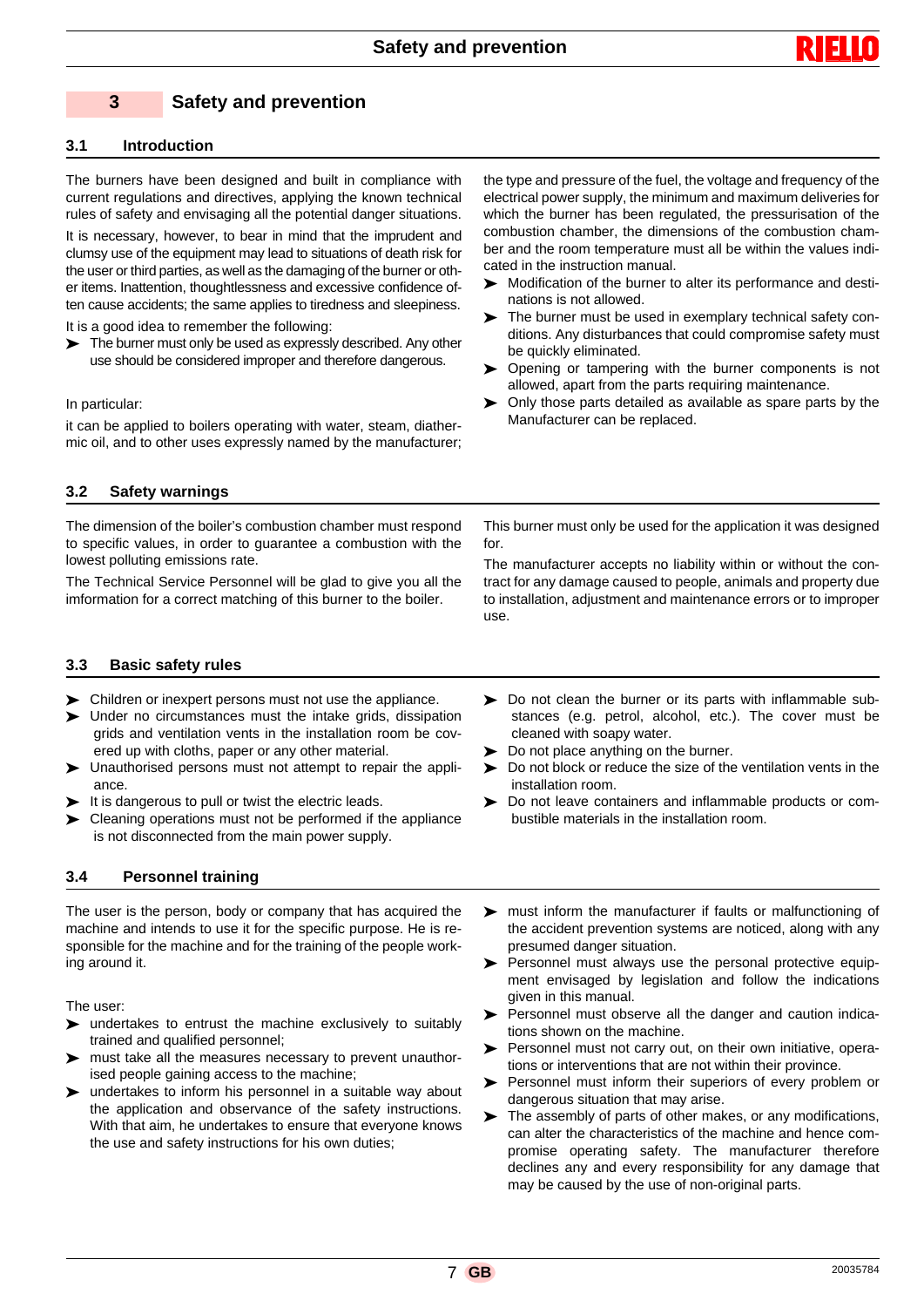# 3 Safety and prevention

## 3.1 Introduction

The burners have been designed and built in compliance with current regulations and directives, applying the known technical rules of safety and envisaging all the potential danger situations.

It is necessary, however, to bear in mind that the imprudent and clumsy use of the equipment may lead to situations of death risk for the user or third parties, as well as to the damaging of the burner or other items. Inattention, thoughtlessness and excessive confidence often cause accidents; the same applies to tiredness and sleepiness.

It is a good idea to remember the following:

- The burner must only be used as expressly described. Any other use should be considered improper and therefore dangerous.

In particular:

it can be applied to boilers operating with water, steam, diathermic oil, and to other uses expressly named by the manufacturer; the type and pressure of the fuel, the voltage and frequency of the electrical power supply, the minimum and maximum deliveries for which the burner has been regulated, the pressurisation of the combustion chamber, the dimensions of the combustion chamber and the room temperature must all be within the values indicated in the instruction manual.

- Modification of the burner to alter its performance and destinations is not allowed.
- The burner must be used in exemplary technical safety conditions. Any disturbances that could compromise safety must be quickly eliminated.
- Opening or tampering with the burner components is not allowed, apart from the parts requiring maintenance.
- Only those parts detailed as available as spare parts by the Manufacturer can be replaced.

## 3.2 Safety warnings

The dimension of the boiler's combustion chamber must respond to specific values, in order to guarantee a combustion with the lowest polluting emissions rate.

The Technical Service Personnel will be glad to give you all the imformation for a correct matching of this burner to the boiler.

This burner must only be used for the application it was designed for.

The manufacturer accepts no liability within or without the contract for any damage caused to people, animals and property due to installation, adjustment and maintenance errors or to improper use.

## 3.3 Basic safety rules

- Children or inexpert persons must not use the appliance.
- Under no circumstances must the intake grids, dissipation grids and ventilation vents in the installation room be covered up with cloths, paper or any other material.
- Unauthorised persons must not attempt to repair the appliance.
- It is dangerous to pull or twist the electric leads.
- Cleaning operations must not be performed if the appliance is not disconnected from the main power supply.
- Do not clean the burner or its parts with inflammable substances (e.g. petrol, alcohol, etc.). The cover must be cleaned with soapy water.
- Do not place anything on the burner.
- Do not block or reduce the size of the ventilation vents in the installation room.
- Do not leave containers and inflammable products or combustible materials in the installation room.

## 3.4 Personnel training

The user is the person, body or company that has acquired the machine and intends to use it for the specific purpose. He is responsible for the machine and for the training of the people working around it.

The user:

- undertakes to entrust the machine exclusively to suitably trained and qualified personnel;
- must take all the measures necessary to prevent unauthorised people gaining access to the machine;
- undertakes to inform his personnel in a suitable way about the application and observance of the safety instructions. With that aim, he undertakes to ensure that everyone knows the use and safety instructions for his own duties;
- must inform the manufacturer if faults or malfunctioning of the accident prevention systems are noticed, along with any presumed danger situation.
- Personnel must always use the personal protective equipment envisaged by legislation and follow the indications given in this manual.
- Personnel must observe all the danger and caution indications shown on the machine.
- Personnel must not carry out, on their own initiative, operations or interventions that are not within their province.
- Personnel must inform their superiors of every problem or dangerous situation that may arise.
- The assembly of parts of other makes, or any modifications, can alter the characteristics of the machine and hence compromise operating safety. The manufacturer therefore declines any and every responsibility for any damage that may be caused by the use of non-original parts.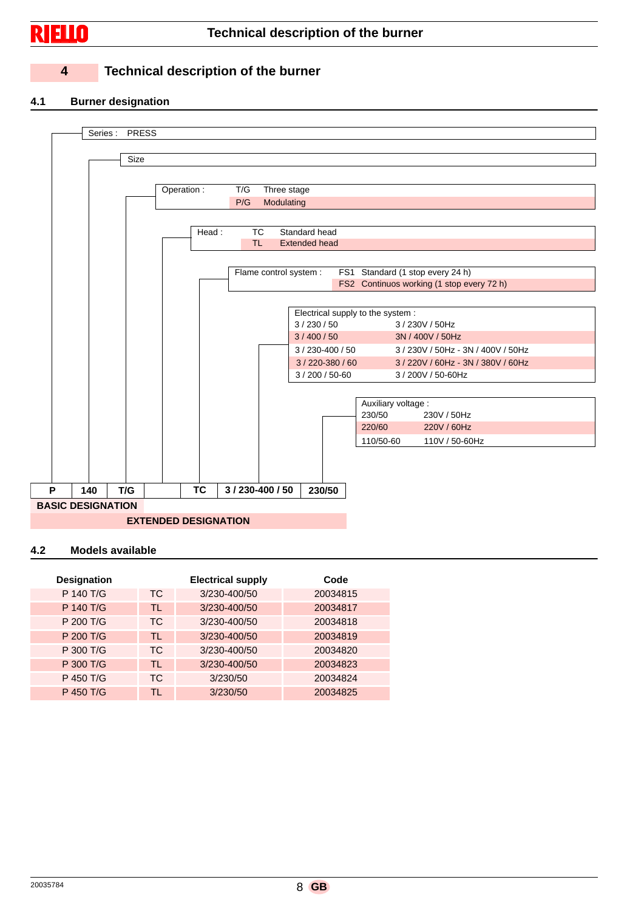## 4 Technical description of the burner

### 4.1 Burner designation

Series : PRESS

Size

| Operation : | |
|---|---|
| T/G | Three stage |
| P/G | Modulating |

| Head : | |
|---|---|
| TC | Standard head |
| TL | Extended head |

| Flame control system : | |
|---|---|
| FS1 | Standard (1 stop every 24 h) |
| FS2 | Continuos working (1 stop every 72 h) |

| Electrical supply to the system : | |
|---|---|
| 3 / 230 / 50 | 3 / 230V / 50Hz |
| 3 / 400 / 50 | 3N / 400V / 50Hz |
| 3 / 230-400 / 50 | 3 / 230V / 50Hz - 3N / 400V / 50Hz |
| 3 / 220-380 / 60 | 3 / 220V / 60Hz - 3N / 380V / 60Hz |
| 3 / 200 / 50-60 | 3 / 200V / 50-60Hz |

| Auxiliary voltage : | |
|---|---|
| 230/50 | 230V / 50Hz |
| 220/60 | 220V / 60Hz |
| 110/50-60 | 110V / 50-60Hz |

| P | 140 | T/G | | TC | 3 / 230-400 / 50 | 230/50 |
|---|---|---|---|---|---|---|

**BASIC DESIGNATION**

**EXTENDED DESIGNATION**

### 4.2 Models available

| Designation | | Electrical supply | Code |
|---|---|---|---|
| P 140 T/G | TC | 3/230-400/50 | 20034815 |
| P 140 T/G | TL | 3/230-400/50 | 20034817 |
| P 200 T/G | TC | 3/230-400/50 | 20034818 |
| P 200 T/G | TL | 3/230-400/50 | 20034819 |
| P 300 T/G | TC | 3/230-400/50 | 20034820 |
| P 300 T/G | TL | 3/230-400/50 | 20034823 |
| P 450 T/G | TC | 3/230/50 | 20034824 |
| P 450 T/G | TL | 3/230/50 | 20034825 |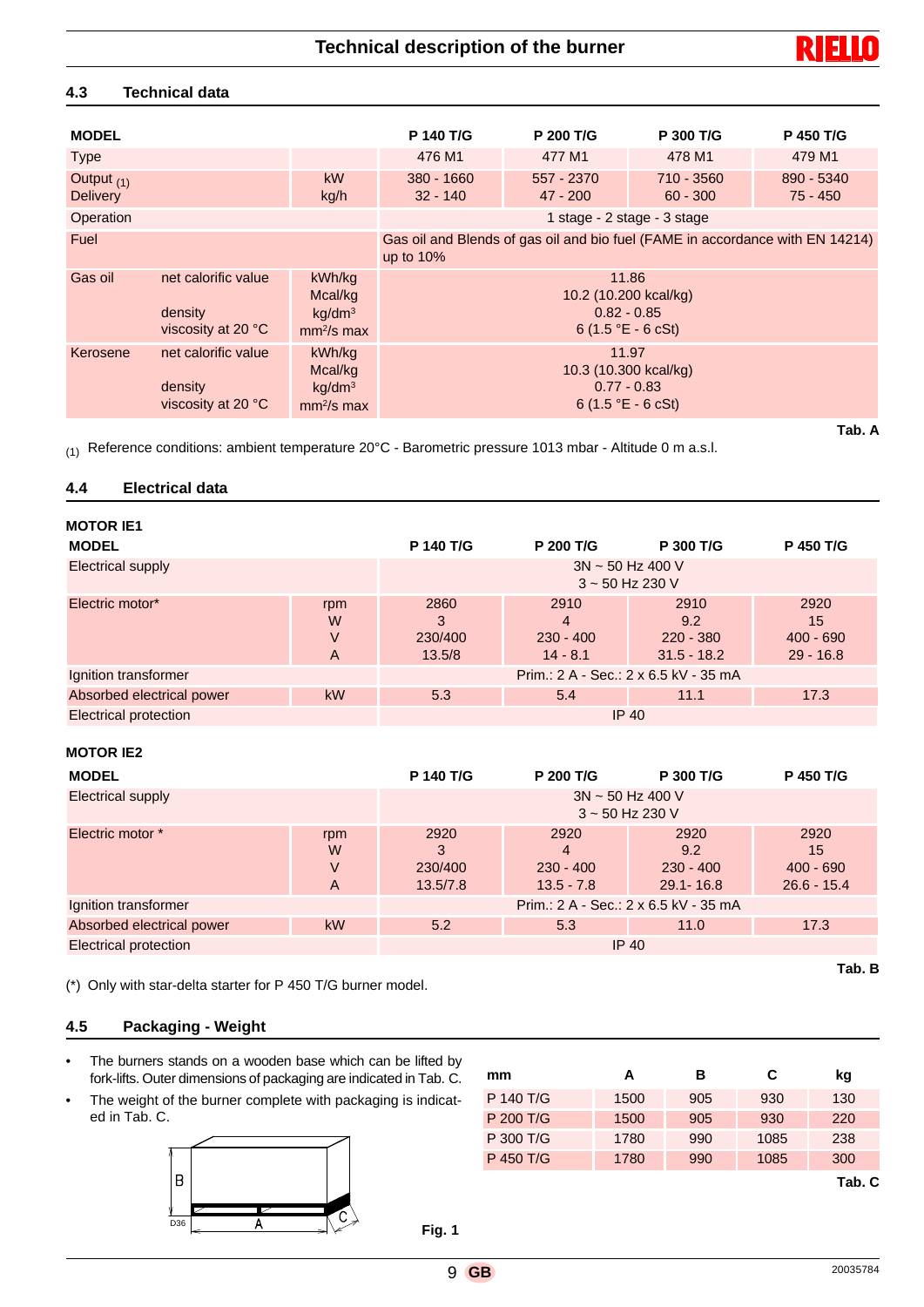## 4.3 Technical data

| MODEL | | | P 140 T/G | P 200 T/G | P 300 T/G | P 450 T/G |
|---|---|---|---|---|---|---|
| Type | | | 476 M1 | 477 M1 | 478 M1 | 479 M1 |
| Output (1) Delivery | | kW kg/h | 380 - 1660 32 - 140 | 557 - 2370 47 - 200 | 710 - 3560 60 - 300 | 890 - 5340 75 - 450 |
| Operation | | | 1 stage - 2 stage - 3 stage | | | |
| Fuel | | | Gas oil and Blends of gas oil and bio fuel (FAME in accordance with EN 14214) up to 10% | | | |
| Gas oil | net calorific value<br>density<br>viscosity at 20 °C | kWh/kg<br>Mcal/kg<br>kg/dm³<br>mm²/s max | 11.86<br>10.2 (10.200 kcal/kg)<br>0.82 - 0.85<br>6 (1.5 °E - 6 cSt) | | | |
| Kerosene | net calorific value<br>density<br>viscosity at 20 °C | kWh/kg<br>Mcal/kg<br>kg/dm³<br>mm²/s max | 11.97<br>10.3 (10.300 kcal/kg)<br>0.77 - 0.83<br>6 (1.5 °E - 6 cSt) | | | |

Tab. A

(1) Reference conditions: ambient temperature 20°C - Barometric pressure 1013 mbar - Altitude 0 m a.s.l.

## 4.4 Electrical data

**MOTOR IE1**

| MODEL | | P 140 T/G | P 200 T/G | P 300 T/G | P 450 T/G |
|---|---|---|---|---|---|
| Electrical supply | | 3N ~ 50 Hz 400 V<br>3 ~ 50 Hz 230 V | | | |
| Electric motor* | rpm<br>W<br>V<br>A | 2860<br>3<br>230/400<br>13.5/8 | 2910<br>4<br>230 - 400<br>14 - 8.1 | 2910<br>9.2<br>220 - 380<br>31.5 - 18.2 | 2920<br>15<br>400 - 690<br>29 - 16.8 |
| Ignition transformer | | Prim.: 2 A - Sec.: 2 x 6.5 kV - 35 mA | | | |
| Absorbed electrical power | kW | 5.3 | 5.4 | 11.1 | 17.3 |
| Electrical protection | | IP 40 | | | |

**MOTOR IE2**

| MODEL | | P 140 T/G | P 200 T/G | P 300 T/G | P 450 T/G |
|---|---|---|---|---|---|
| Electrical supply | | 3N ~ 50 Hz 400 V<br>3 ~ 50 Hz 230 V | | | |
| Electric motor * | rpm<br>W<br>V<br>A | 2920<br>3<br>230/400<br>13.5/7.8 | 2920<br>4<br>230 - 400<br>13.5 - 7.8 | 2920<br>9.2<br>230 - 400<br>29.1- 16.8 | 2920<br>15<br>400 - 690<br>26.6 - 15.4 |
| Ignition transformer | | Prim.: 2 A - Sec.: 2 x 6.5 kV - 35 mA | | | |
| Absorbed electrical power | kW | 5.2 | 5.3 | 11.0 | 17.3 |
| Electrical protection | | IP 40 | | | |

Tab. B

(*) Only with star-delta starter for P 450 T/G burner model.

## 4.5 Packaging - Weight

- The burners stands on a wooden base which can be lifted by fork-lifts. Outer dimensions of packaging are indicated in Tab. C.
- The weight of the burner complete with packaging is indicated in Tab. C.

| mm | A | B | C | kg |
|---|---|---|---|---|
| P 140 T/G | 1500 | 905 | 930 | 130 |
| P 200 T/G | 1500 | 905 | 930 | 220 |
| P 300 T/G | 1780 | 990 | 1085 | 238 |
| P 450 T/G | 1780 | 990 | 1085 | 300 |

Tab. C

Fig. 1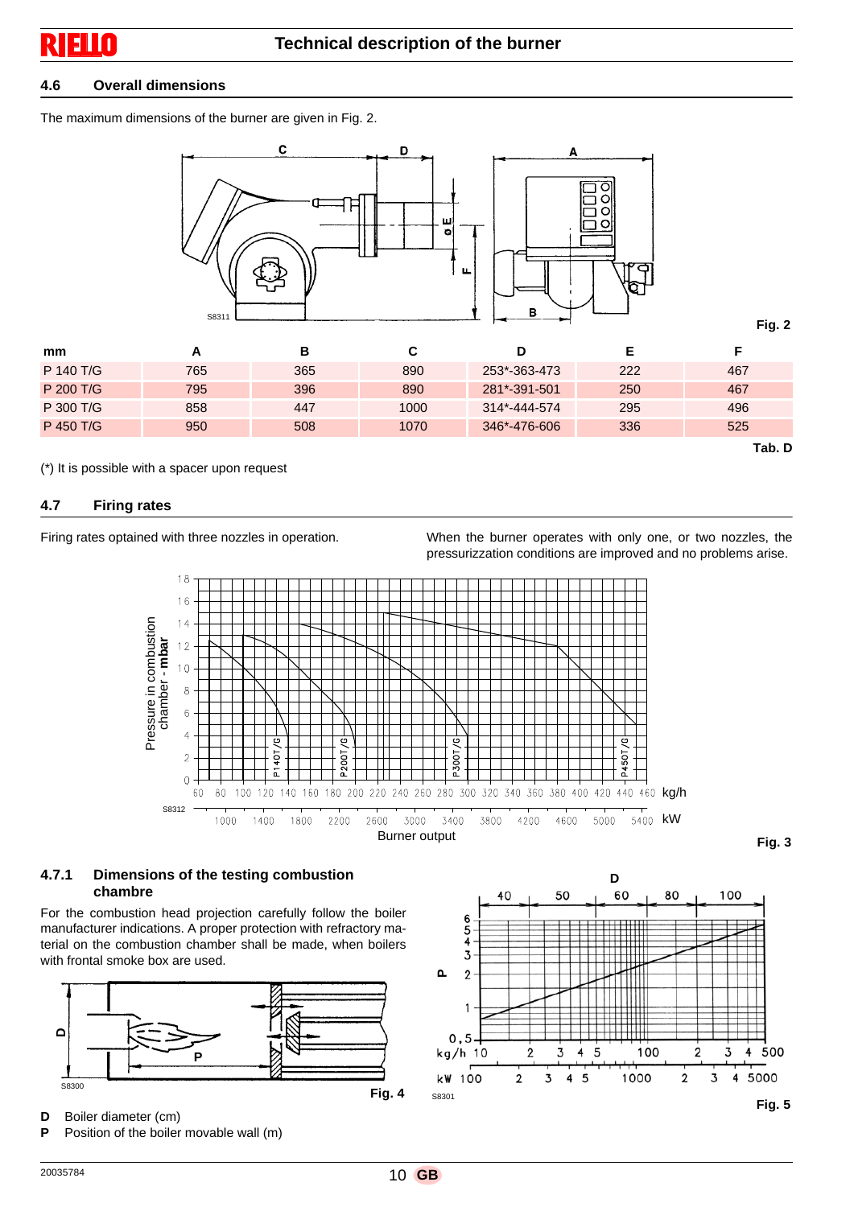## 4.6 Overall dimensions

The maximum dimensions of the burner are given in Fig. 2.

Fig. 2

| mm | A | B | C | D | E | F |
|---|---|---|---|---|---|---|
| P 140 T/G | 765 | 365 | 890 | 253*-363-473 | 222 | 467 |
| P 200 T/G | 795 | 396 | 890 | 281*-391-501 | 250 | 467 |
| P 300 T/G | 858 | 447 | 1000 | 314*-444-574 | 295 | 496 |
| P 450 T/G | 950 | 508 | 1070 | 346*-476-606 | 336 | 525 |

Tab. D

(*) It is possible with a spacer upon request

## 4.7 Firing rates

Firing rates optained with three nozzles in operation.

When the burner operates with only one, or two nozzles, the pressurizzation conditions are improved and no problems arise.

Fig. 3

### 4.7.1 Dimensions of the testing combustion chambre

For the combustion head projection carefully follow the boiler manufacturer indications. A proper protection with refractory material on the combustion chamber shall be made, when boilers with frontal smoke box are used.

Fig. 4

Fig. 5

**D** Boiler diameter (cm)
**P** Position of the boiler movable wall (m)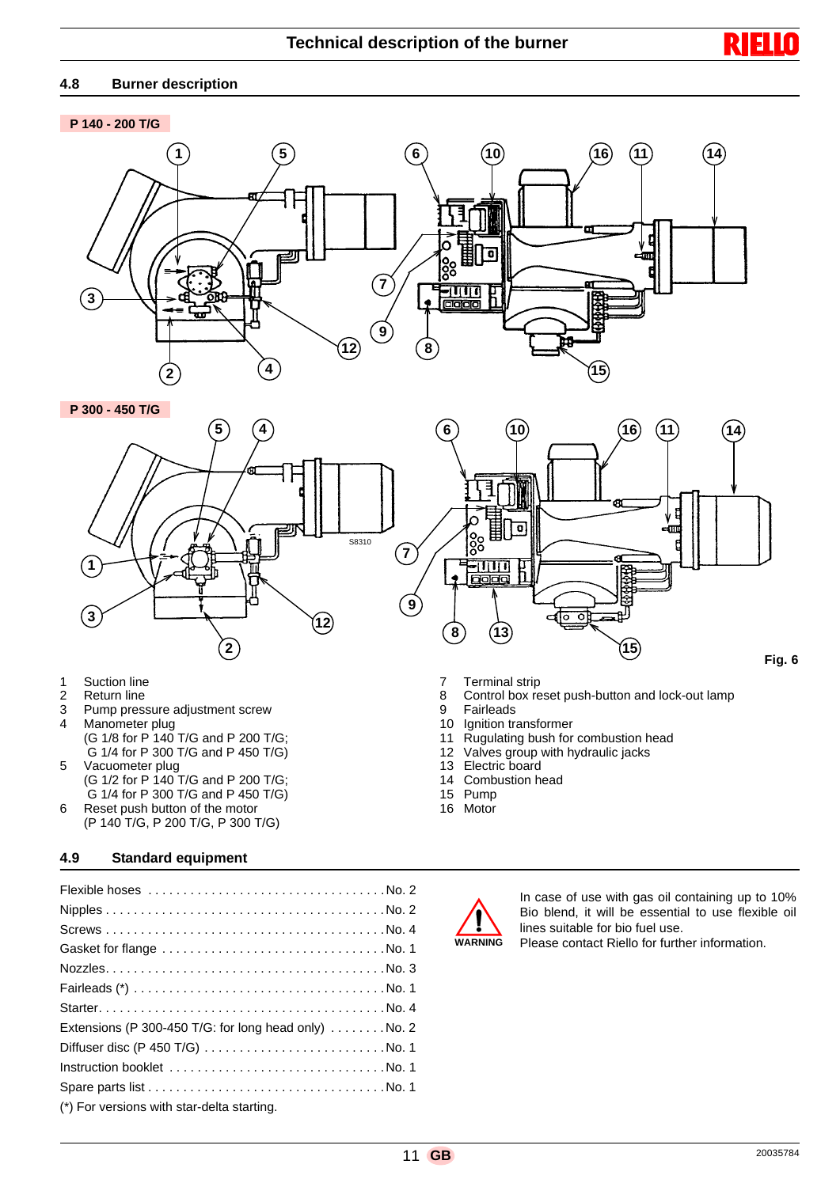## 4.8 Burner description

**P 140 - 200 T/G**

**P 300 - 450 T/G**

S8310

**Fig. 6**

1. Suction line
2. Return line
3. Pump pressure adjustment screw
4. Manometer plug
   (G 1/8 for P 140 T/G and P 200 T/G;
   G 1/4 for P 300 T/G and P 450 T/G)
5. Vacuometer plug
   (G 1/2 for P 140 T/G and P 200 T/G;
   G 1/4 for P 300 T/G and P 450 T/G)
6. Reset push button of the motor
   (P 140 T/G, P 200 T/G, P 300 T/G)
7. Terminal strip
8. Control box reset push-button and lock-out lamp
9. Fairleads
10. Ignition transformer
11. Rugulating bush for combustion head
12. Valves group with hydraulic jacks
13. Electric board
14. Combustion head
15. Pump
16. Motor

## 4.9 Standard equipment

| Item | Quantity |
|---|---|
| Flexible hoses | No. 2 |
| Nipples | No. 2 |
| Screws | No. 4 |
| Gasket for flange | No. 1 |
| Nozzles | No. 3 |
| Fairleads (*) | No. 1 |
| Starter | No. 4 |
| Extensions (P 300-450 T/G: for long head only) | No. 2 |
| Diffuser disc (P 450 T/G) | No. 1 |
| Instruction booklet | No. 1 |
| Spare parts list | No. 1 |

(*) For versions with star-delta starting.

**WARNING**

In case of use with gas oil containing up to 10% Bio blend, it will be essential to use flexible oil lines suitable for bio fuel use.
Please contact Riello for further information.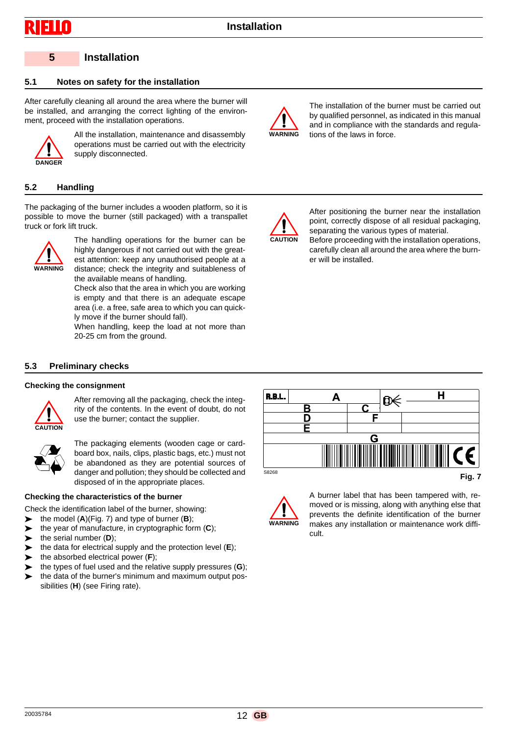## 5 Installation

### 5.1 Notes on safety for the installation

After carefully cleaning all around the area where the burner will be installed, and arranging the correct lighting of the environment, proceed with the installation operations.

**DANGER**

All the installation, maintenance and disassembly operations must be carried out with the electricity supply disconnected.

**WARNING**

The installation of the burner must be carried out by qualified personnel, as indicated in this manual and in compliance with the standards and regulations of the laws in force.

### 5.2 Handling

The packaging of the burner includes a wooden platform, so it is possible to move the burner (still packaged) with a transpallet truck or fork lift truck.

**WARNING**

The handling operations for the burner can be highly dangerous if not carried out with the greatest attention: keep any unauthorised people at a distance; check the integrity and suitableness of the available means of handling.

Check also that the area in which you are working is empty and that there is an adequate escape area (i.e. a free, safe area to which you can quickly move if the burner should fall).

When handling, keep the load at not more than 20-25 cm from the ground.

**CAUTION**

After positioning the burner near the installation point, correctly dispose of all residual packaging, separating the various types of material.

Before proceeding with the installation operations, carefully clean all around the area where the burner will be installed.

### 5.3 Preliminary checks

#### Checking the consignment

**CAUTION**

After removing all the packaging, check the integrity of the contents. In the event of doubt, do not use the burner; contact the supplier.

The packaging elements (wooden cage or cardboard box, nails, clips, plastic bags, etc.) must not be abandoned as they are potential sources of danger and pollution; they should be collected and disposed of in the appropriate places.

#### Checking the characteristics of the burner

Check the identification label of the burner, showing:

- the model (**A**)(Fig. 7) and type of burner (**B**);
- the year of manufacture, in cryptographic form (**C**);
- the serial number (**D**);
- the data for electrical supply and the protection level (**E**);
- the absorbed electrical power (**F**);
- the types of fuel used and the relative supply pressures (**G**);
- the data of the burner's minimum and maximum output possibilities (**H**) (see Firing rate).

| R.B.L. | A | | | H |
|---|---|---|---|---|
| | B | C | | |
| | D | F | | |
| | E | | | |
| | G | | | |

S8268

Fig. 7

**WARNING**

A burner label that has been tampered with, removed or is missing, along with anything else that prevents the definite identification of the burner makes any installation or maintenance work difficult.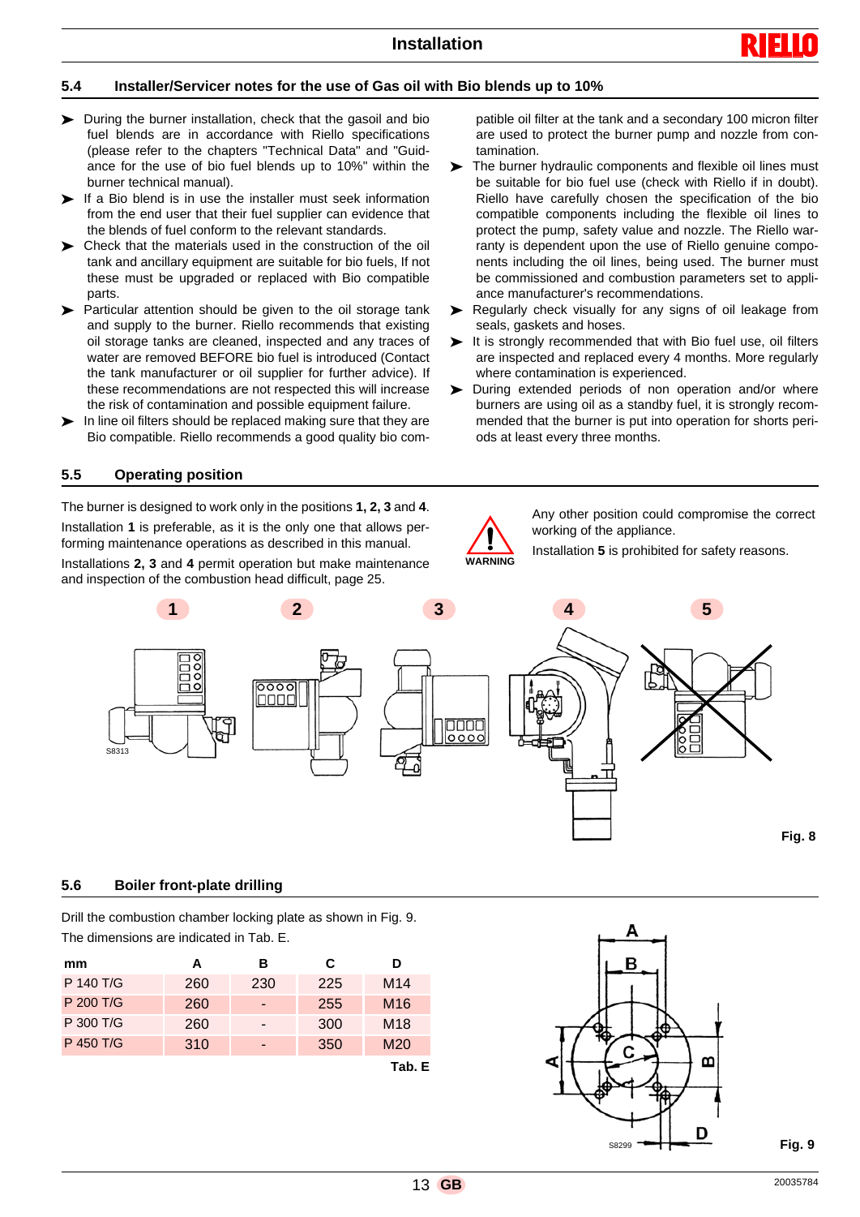## 5.4 Installer/Servicer notes for the use of Gas oil with Bio blends up to 10%

- During the burner installation, check that the gasoil and bio fuel blends are in accordance with Riello specifications (please refer to the chapters "Technical Data" and "Guidance for the use of bio fuel blends up to 10%" within the burner technical manual).
- If a Bio blend is in use the installer must seek information from the end user that their fuel supplier can evidence that the blends of fuel conform to the relevant standards.
- Check that the materials used in the construction of the oil tank and ancillary equipment are suitable for bio fuels, If not these must be upgraded or replaced with Bio compatible parts.
- Particular attention should be given to the oil storage tank and supply to the burner. Riello recommends that existing oil storage tanks are cleaned, inspected and any traces of water are removed BEFORE bio fuel is introduced (Contact the tank manufacturer or oil supplier for further advice). If these recommendations are not respected this will increase the risk of contamination and possible equipment failure.
- In line oil filters should be replaced making sure that they are Bio compatible. Riello recommends a good quality bio compatible oil filter at the tank and a secondary 100 micron filter are used to protect the burner pump and nozzle from contamination.
- The burner hydraulic components and flexible oil lines must be suitable for bio fuel use (check with Riello if in doubt). Riello have carefully chosen the specification of the bio compatible components including the flexible oil lines to protect the pump, safety value and nozzle. The Riello warranty is dependent upon the use of Riello genuine components including the oil lines, being used. The burner must be commissioned and combustion parameters set to appliance manufacturer's recommendations.
- Regularly check visually for any signs of oil leakage from seals, gaskets and hoses.
- It is strongly recommended that with Bio fuel use, oil filters are inspected and replaced every 4 months. More regularly where contamination is experienced.
- During extended periods of non operation and/or where burners are using oil as a standby fuel, it is strongly recommended that the burner is put into operation for shorts periods at least every three months.

## 5.5 Operating position

The burner is designed to work only in the positions **1, 2, 3** and **4**.

Installation **1** is preferable, as it is the only one that allows performing maintenance operations as described in this manual.

Installations **2, 3** and **4** permit operation but make maintenance and inspection of the combustion head difficult, page 25.

WARNING

Any other position could compromise the correct working of the appliance.

Installation **5** is prohibited for safety reasons.

Fig. 8

## 5.6 Boiler front-plate drilling

Drill the combustion chamber locking plate as shown in Fig. 9.

The dimensions are indicated in Tab. E.

| mm | A | B | C | D |
|---|---|---|---|---|
| P 140 T/G | 260 | 230 | 225 | M14 |
| P 200 T/G | 260 | - | 255 | M16 |
| P 300 T/G | 260 | - | 300 | M18 |
| P 450 T/G | 310 | - | 350 | M20 |

Tab. E

Fig. 9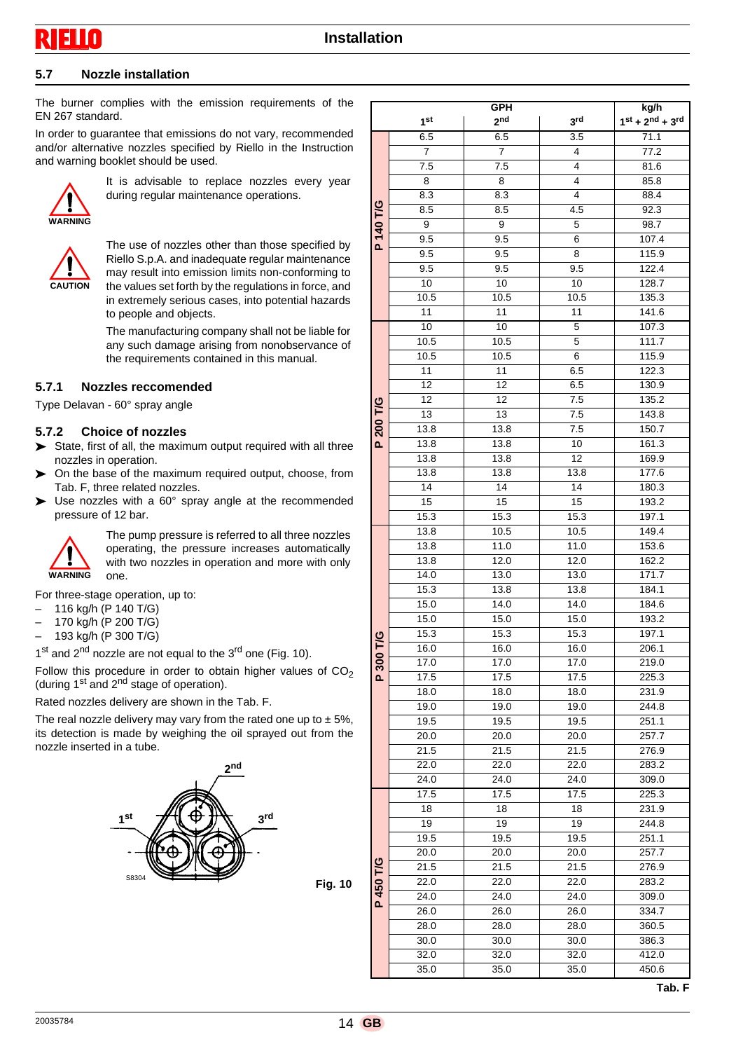## 5.7 Nozzle installation

The burner complies with the emission requirements of the EN 267 standard.

In order to guarantee that emissions do not vary, recommended and/or alternative nozzles specified by Riello in the Instruction and warning booklet should be used.

WARNING

It is advisable to replace nozzles every year during regular maintenance operations.

CAUTION

The use of nozzles other than those specified by Riello S.p.A. and inadequate regular maintenance may result into emission limits non-conforming to the values set forth by the regulations in force, and in extremely serious cases, into potential hazards to people and objects.

The manufacturing company shall not be liable for any such damage arising from nonobservance of the requirements contained in this manual.

### 5.7.1 Nozzles reccomended

Type Delavan - 60° spray angle

### 5.7.2 Choice of nozzles

- State, first of all, the maximum output required with all three nozzles in operation.
- On the base of the maximum required output, choose, from Tab. F, three related nozzles.
- Use nozzles with a 60° spray angle at the recommended pressure of 12 bar.

WARNING

The pump pressure is referred to all three nozzles operating, the pressure increases automatically with two nozzles in operation and more with only one.

For three-stage operation, up to:

- 116 kg/h (P 140 T/G)
- 170 kg/h (P 200 T/G)
- 193 kg/h (P 300 T/G)

1st and 2nd nozzle are not equal to the 3rd one (Fig. 10).

Follow this procedure in order to obtain higher values of $CO_2$ (during 1st and 2nd stage of operation).

Rated nozzles delivery are shown in the Tab. F.

The real nozzle delivery may vary from the rated one up to ± 5%, its detection is made by weighing the oil sprayed out from the nozzle inserted in a tube.

Fig. 10

| Model | GPH 1st | GPH 2nd | GPH 3rd | kg/h 1st + 2nd + 3rd |
|---|---|---|---|---|
| P 140 T/G | 6.5 | 6.5 | 3.5 | 71.1 |
| | 7 | 7 | 4 | 77.2 |
| | 7.5 | 7.5 | 4 | 81.6 |
| | 8 | 8 | 4 | 85.8 |
| | 8.3 | 8.3 | 4 | 88.4 |
| | 8.5 | 8.5 | 4.5 | 92.3 |
| | 9 | 9 | 5 | 98.7 |
| | 9.5 | 9.5 | 6 | 107.4 |
| | 9.5 | 9.5 | 8 | 115.9 |
| | 9.5 | 9.5 | 9.5 | 122.4 |
| | 10 | 10 | 10 | 128.7 |
| | 10.5 | 10.5 | 10.5 | 135.3 |
| | 11 | 11 | 11 | 141.6 |
| P 200 T/G | 10 | 10 | 5 | 107.3 |
| | 10.5 | 10.5 | 5 | 111.7 |
| | 10.5 | 10.5 | 6 | 115.9 |
| | 11 | 11 | 6.5 | 122.3 |
| | 12 | 12 | 6.5 | 130.9 |
| | 12 | 12 | 7.5 | 135.2 |
| | 13 | 13 | 7.5 | 143.8 |
| | 13.8 | 13.8 | 7.5 | 150.7 |
| | 13.8 | 13.8 | 10 | 161.3 |
| | 13.8 | 13.8 | 12 | 169.9 |
| | 13.8 | 13.8 | 13.8 | 177.6 |
| | 14 | 14 | 14 | 180.3 |
| | 15 | 15 | 15 | 193.2 |
| | 15.3 | 15.3 | 15.3 | 197.1 |
| P 300 T/G | 13.8 | 10.5 | 10.5 | 149.4 |
| | 13.8 | 11.0 | 11.0 | 153.6 |
| | 13.8 | 12.0 | 12.0 | 162.2 |
| | 14.0 | 13.0 | 13.0 | 171.7 |
| | 15.3 | 13.8 | 13.8 | 184.1 |
| | 15.0 | 14.0 | 14.0 | 184.6 |
| | 15.0 | 15.0 | 15.0 | 193.2 |
| | 15.3 | 15.3 | 15.3 | 197.1 |
| | 16.0 | 16.0 | 16.0 | 206.1 |
| | 17.0 | 17.0 | 17.0 | 219.0 |
| | 17.5 | 17.5 | 17.5 | 225.3 |
| | 18.0 | 18.0 | 18.0 | 231.9 |
| | 19.0 | 19.0 | 19.0 | 244.8 |
| | 19.5 | 19.5 | 19.5 | 251.1 |
| | 20.0 | 20.0 | 20.0 | 257.7 |
| | 21.5 | 21.5 | 21.5 | 276.9 |
| | 22.0 | 22.0 | 22.0 | 283.2 |
| | 24.0 | 24.0 | 24.0 | 309.0 |
| P 450 T/G | 17.5 | 17.5 | 17.5 | 225.3 |
| | 18 | 18 | 18 | 231.9 |
| | 19 | 19 | 19 | 244.8 |
| | 19.5 | 19.5 | 19.5 | 251.1 |
| | 20.0 | 20.0 | 20.0 | 257.7 |
| | 21.5 | 21.5 | 21.5 | 276.9 |
| | 22.0 | 22.0 | 22.0 | 283.2 |
| | 24.0 | 24.0 | 24.0 | 309.0 |
| | 26.0 | 26.0 | 26.0 | 334.7 |
| | 28.0 | 28.0 | 28.0 | 360.5 |
| | 30.0 | 30.0 | 30.0 | 386.3 |
| | 32.0 | 32.0 | 32.0 | 412.0 |
| | 35.0 | 35.0 | 35.0 | 450.6 |

Tab. F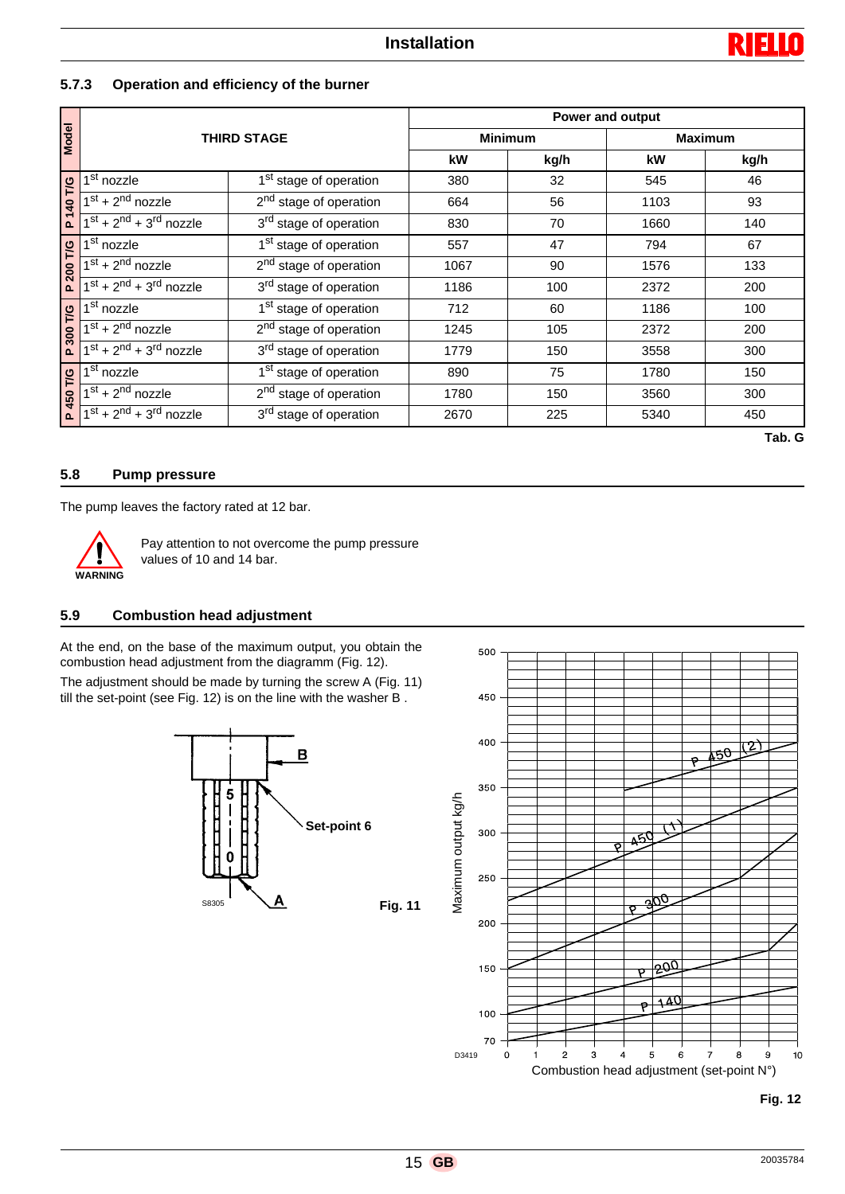### 5.7.3 Operation and efficiency of the burner

| Model | THIRD STAGE | | Power and output | | | |
|---|---|---|---|---|---|---|
| | | | Minimum | | Maximum | |
| | | | kW | kg/h | kW | kg/h |
| P 140 T/G | 1st nozzle | 1st stage of operation | 380 | 32 | 545 | 46 |
| | 1st + 2nd nozzle | 2nd stage of operation | 664 | 56 | 1103 | 93 |
| | 1st + 2nd + 3rd nozzle | 3rd stage of operation | 830 | 70 | 1660 | 140 |
| P 200 T/G | 1st nozzle | 1st stage of operation | 557 | 47 | 794 | 67 |
| | 1st + 2nd nozzle | 2nd stage of operation | 1067 | 90 | 1576 | 133 |
| | 1st + 2nd + 3rd nozzle | 3rd stage of operation | 1186 | 100 | 2372 | 200 |
| P 300 T/G | 1st nozzle | 1st stage of operation | 712 | 60 | 1186 | 100 |
| | 1st + 2nd nozzle | 2nd stage of operation | 1245 | 105 | 2372 | 200 |
| | 1st + 2nd + 3rd nozzle | 3rd stage of operation | 1779 | 150 | 3558 | 300 |
| P 450 T/G | 1st nozzle | 1st stage of operation | 890 | 75 | 1780 | 150 |
| | 1st + 2nd nozzle | 2nd stage of operation | 1780 | 150 | 3560 | 300 |
| | 1st + 2nd + 3rd nozzle | 3rd stage of operation | 2670 | 225 | 5340 | 450 |

**Tab. G**

### 5.8 Pump pressure

The pump leaves the factory rated at 12 bar.

**WARNING**

Pay attention to not overcome the pump pressure values of 10 and 14 bar.

### 5.9 Combustion head adjustment

At the end, on the base of the maximum output, you obtain the combustion head adjustment from the diagramm (Fig. 12).

The adjustment should be made by turning the screw A (Fig. 11) till the set-point (see Fig. 12) is on the line with the washer B .

**Fig. 11**

**Fig. 12**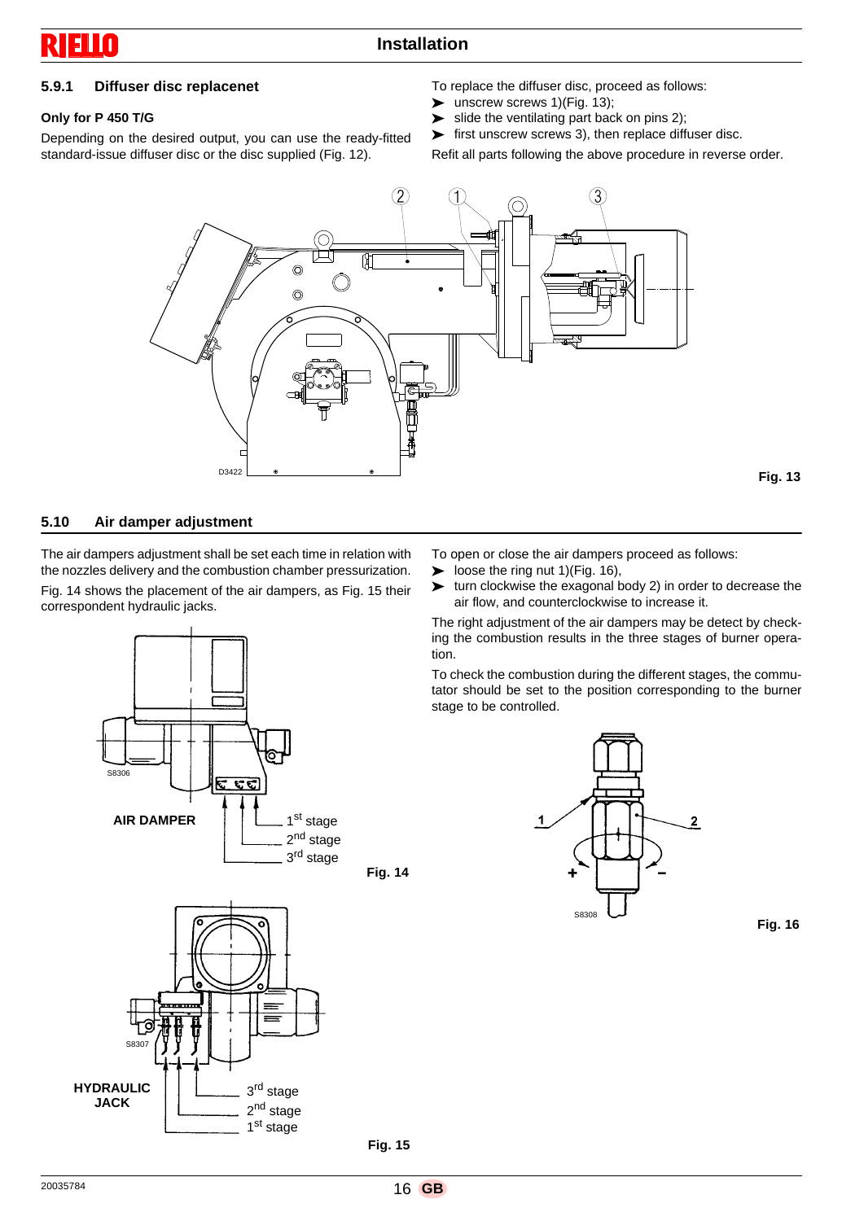### 5.9.1 Diffuser disc replacenet

**Only for P 450 T/G**

Depending on the desired output, you can use the ready-fitted standard-issue diffuser disc or the disc supplied (Fig. 12).

To replace the diffuser disc, proceed as follows:

- unscrew screws 1)(Fig. 13);
- slide the ventilating part back on pins 2);
- first unscrew screws 3), then replace diffuser disc.

Refit all parts following the above procedure in reverse order.

Fig. 13

### 5.10 Air damper adjustment

The air dampers adjustment shall be set each time in relation with the nozzles delivery and the combustion chamber pressurization.

Fig. 14 shows the placement of the air dampers, as Fig. 15 their correspondent hydraulic jacks.

AIR DAMPER — 1st stage, 2nd stage, 3rd stage

Fig. 14

HYDRAULIC JACK — 3rd stage, 2nd stage, 1st stage

Fig. 15

To open or close the air dampers proceed as follows:

- loose the ring nut 1)(Fig. 16),
- turn clockwise the exagonal body 2) in order to decrease the air flow, and counterclockwise to increase it.

The right adjustment of the air dampers may be detect by checking the combustion results in the three stages of burner operation.

To check the combustion during the different stages, the commutator should be set to the position corresponding to the burner stage to be controlled.

Fig. 16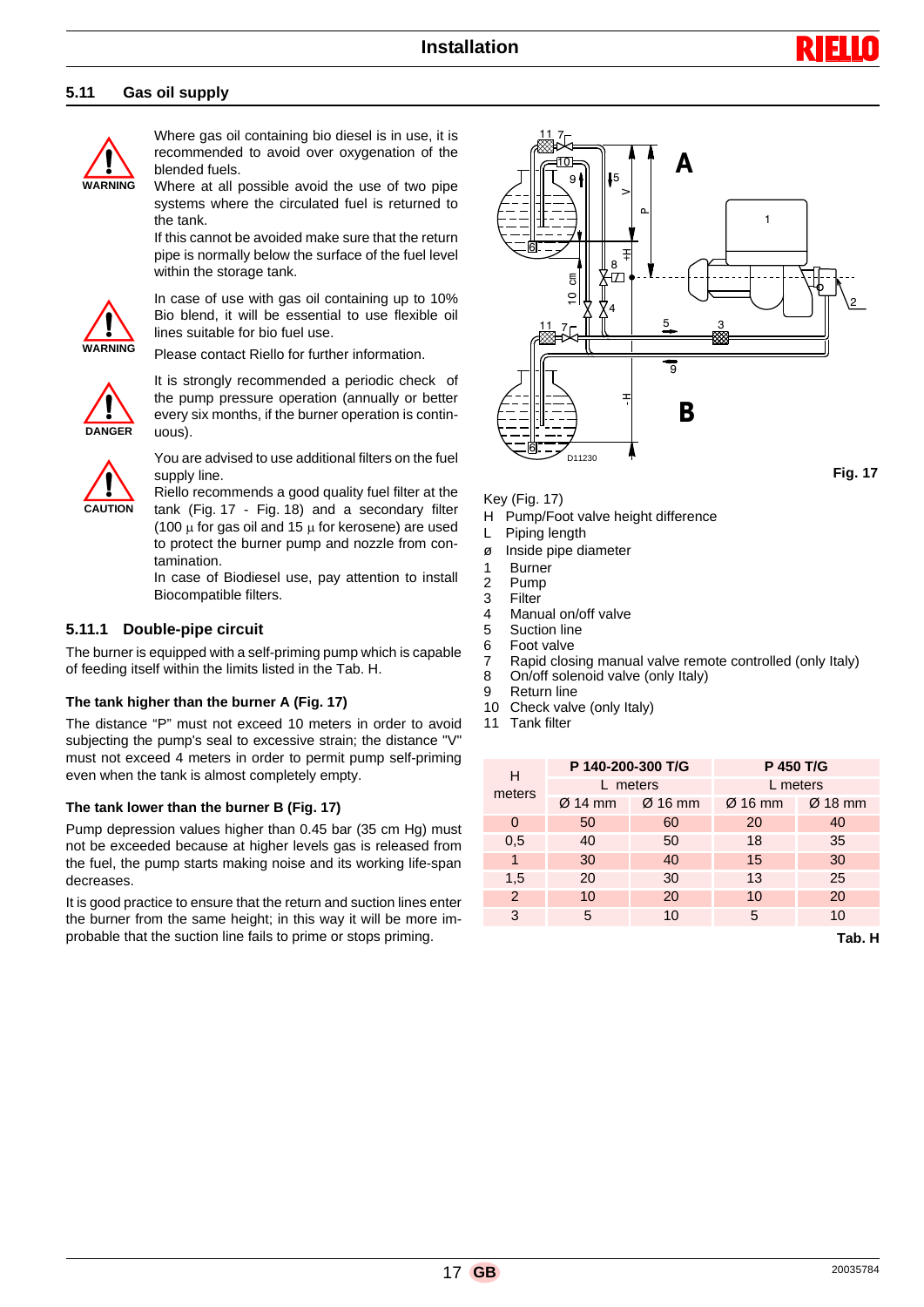## 5.11 Gas oil supply

WARNING

Where gas oil containing bio diesel is in use, it is recommended to avoid over oxygenation of the blended fuels.
Where at all possible avoid the use of two pipe systems where the circulated fuel is returned to the tank.
If this cannot be avoided make sure that the return pipe is normally below the surface of the fuel level within the storage tank.

WARNING

In case of use with gas oil containing up to 10% Bio blend, it will be essential to use flexible oil lines suitable for bio fuel use.

Please contact Riello for further information.

DANGER

It is strongly recommended a periodic check of the pump pressure operation (annually or better every six months, if the burner operation is continuous).

CAUTION

You are advised to use additional filters on the fuel supply line.
Riello recommends a good quality fuel filter at the tank (Fig. 17 - Fig. 18) and a secondary filter (100 µ for gas oil and 15 µ for kerosene) are used to protect the burner pump and nozzle from contamination.
In case of Biodiesel use, pay attention to install Biocompatible filters.

### 5.11.1 Double-pipe circuit

The burner is equipped with a self-priming pump which is capable of feeding itself within the limits listed in the Tab. H.

**The tank higher than the burner A (Fig. 17)**

The distance "P" must not exceed 10 meters in order to avoid subjecting the pump's seal to excessive strain; the distance "V" must not exceed 4 meters in order to permit pump self-priming even when the tank is almost completely empty.

**The tank lower than the burner B (Fig. 17)**

Pump depression values higher than 0.45 bar (35 cm Hg) must not be exceeded because at higher levels gas is released from the fuel, the pump starts making noise and its working life-span decreases.

It is good practice to ensure that the return and suction lines enter the burner from the same height; in this way it will be more improbable that the suction line fails to prime or stops priming.

D11230

**Fig. 17**

Key (Fig. 17)

- H Pump/Foot valve height difference
- L Piping length
- ø Inside pipe diameter
- 1 Burner
- 2 Pump
- 3 Filter
- 4 Manual on/off valve
- 5 Suction line
- 6 Foot valve
- 7 Rapid closing manual valve remote controlled (only Italy)
- 8 On/off solenoid valve (only Italy)
- 9 Return line
- 10 Check valve (only Italy)
- 11 Tank filter

| H meters | P 140-200-300 T/G | | P 450 T/G | |
|---|---|---|---|---|
| | L meters | | L meters | |
| | Ø 14 mm | Ø 16 mm | Ø 16 mm | Ø 18 mm |
| 0 | 50 | 60 | 20 | 40 |
| 0,5 | 40 | 50 | 18 | 35 |
| 1 | 30 | 40 | 15 | 30 |
| 1,5 | 20 | 30 | 13 | 25 |
| 2 | 10 | 20 | 10 | 20 |
| 3 | 5 | 10 | 5 | 10 |

**Tab. H**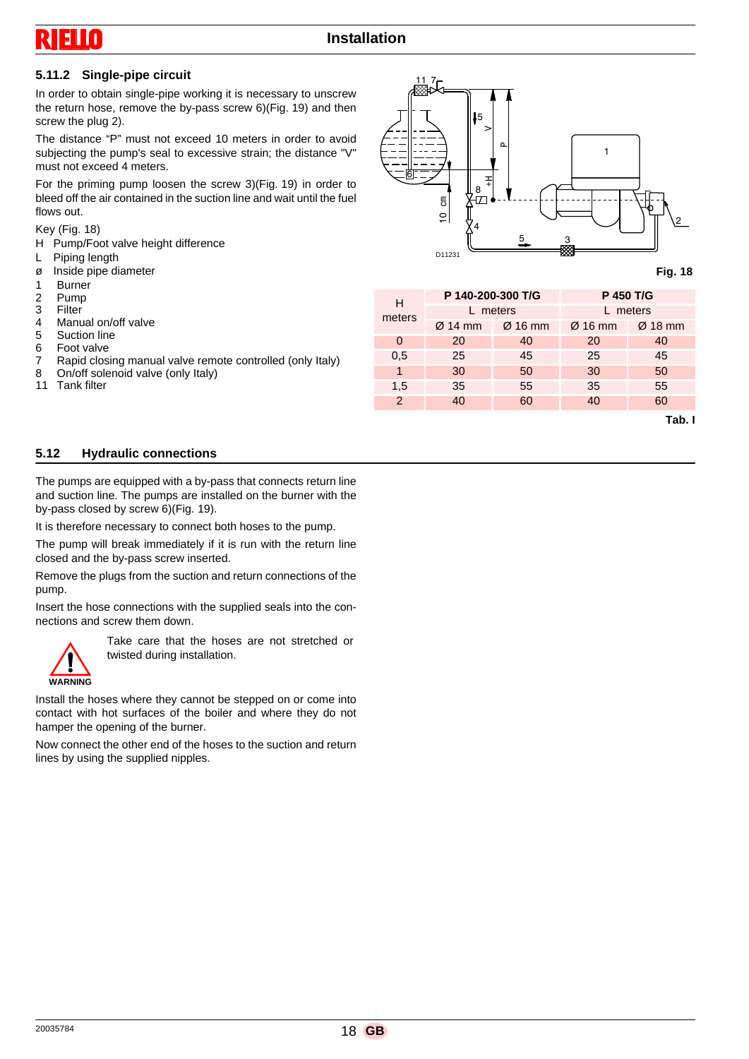## 5.11.2 Single-pipe circuit

In order to obtain single-pipe working it is necessary to unscrew the return hose, remove the by-pass screw 6)(Fig. 19) and then screw the plug 2).

The distance "P" must not exceed 10 meters in order to avoid subjecting the pump's seal to excessive strain; the distance "V" must not exceed 4 meters.

For the priming pump loosen the screw 3)(Fig. 19) in order to bleed off the air contained in the suction line and wait until the fuel flows out.

Key (Fig. 18)

- H Pump/Foot valve height difference
- L Piping length
- ø Inside pipe diameter
- 1 Burner
- 2 Pump
- 3 Filter
- 4 Manual on/off valve
- 5 Suction line
- 6 Foot valve
- 7 Rapid closing manual valve remote controlled (only Italy)
- 8 On/off solenoid valve (only Italy)
- 11 Tank filter

Fig. 18

| H meters | P 140-200-300 T/G | | P 450 T/G | |
|---|---|---|---|---|
| | L meters | | L meters | |
| | Ø 14 mm | Ø 16 mm | Ø 16 mm | Ø 18 mm |
| 0 | 20 | 40 | 20 | 40 |
| 0,5 | 25 | 45 | 25 | 45 |
| 1 | 30 | 50 | 30 | 50 |
| 1,5 | 35 | 55 | 35 | 55 |
| 2 | 40 | 60 | 40 | 60 |

Tab. I

## 5.12 Hydraulic connections

The pumps are equipped with a by-pass that connects return line and suction line. The pumps are installed on the burner with the by-pass closed by screw 6)(Fig. 19).

It is therefore necessary to connect both hoses to the pump.

The pump will break immediately if it is run with the return line closed and the by-pass screw inserted.

Remove the plugs from the suction and return connections of the pump.

Insert the hose connections with the supplied seals into the connections and screw them down.

**WARNING**

Take care that the hoses are not stretched or twisted during installation.

Install the hoses where they cannot be stepped on or come into contact with hot surfaces of the boiler and where they do not hamper the opening of the burner.

Now connect the other end of the hoses to the suction and return lines by using the supplied nipples.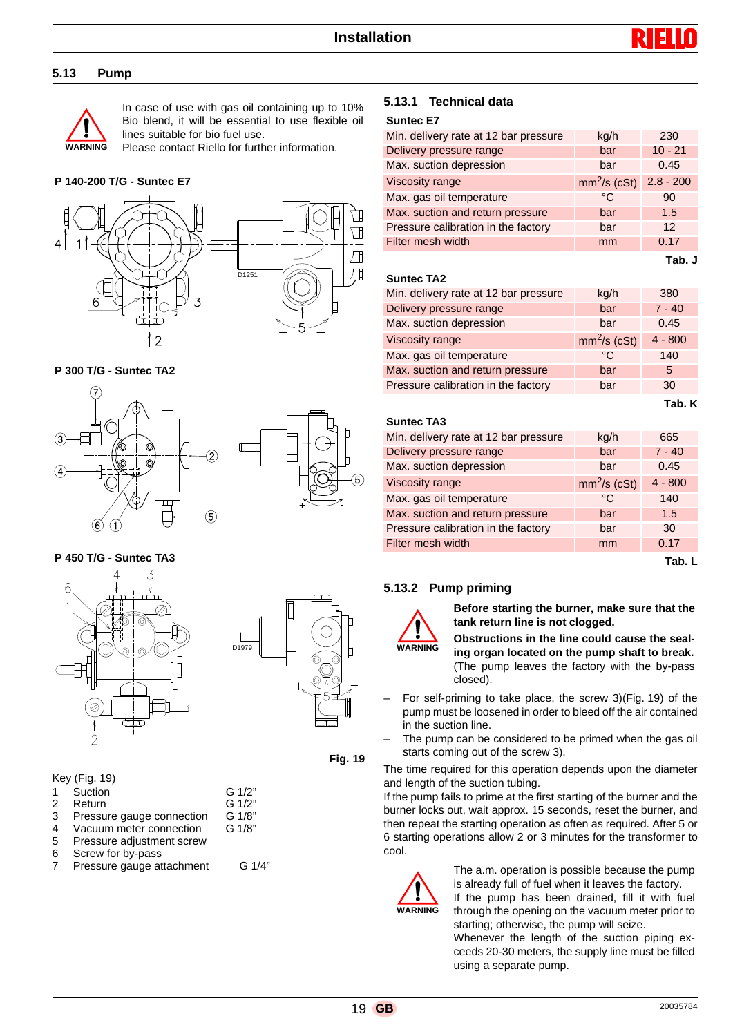## 5.13 Pump

WARNING

In case of use with gas oil containing up to 10% Bio blend, it will be essential to use flexible oil lines suitable for bio fuel use.
Please contact Riello for further information.

**P 140-200 T/G - Suntec E7**

**P 300 T/G - Suntec TA2**

**P 450 T/G - Suntec TA3**

**Fig. 19**

Key (Fig. 19)

| | | |
|---|---|---|
| 1 | Suction | G 1/2" |
| 2 | Return | G 1/2" |
| 3 | Pressure gauge connection | G 1/8" |
| 4 | Vacuum meter connection | G 1/8" |
| 5 | Pressure adjustment screw | |
| 6 | Screw for by-pass | |
| 7 | Pressure gauge attachment | G 1/4" |

### 5.13.1 Technical data

**Suntec E7**

| | | |
|---|---|---|
| Min. delivery rate at 12 bar pressure | kg/h | 230 |
| Delivery pressure range | bar | 10 - 21 |
| Max. suction depression | bar | 0.45 |
| Viscosity range | $mm^2/s$ (cSt) | 2.8 - 200 |
| Max. gas oil temperature | °C | 90 |
| Max. suction and return pressure | bar | 1.5 |
| Pressure calibration in the factory | bar | 12 |
| Filter mesh width | mm | 0.17 |

**Tab. J**

**Suntec TA2**

| | | |
|---|---|---|
| Min. delivery rate at 12 bar pressure | kg/h | 380 |
| Delivery pressure range | bar | 7 - 40 |
| Max. suction depression | bar | 0.45 |
| Viscosity range | $mm^2/s$ (cSt) | 4 - 800 |
| Max. gas oil temperature | °C | 140 |
| Max. suction and return pressure | bar | 5 |
| Pressure calibration in the factory | bar | 30 |

**Tab. K**

**Suntec TA3**

| | | |
|---|---|---|
| Min. delivery rate at 12 bar pressure | kg/h | 665 |
| Delivery pressure range | bar | 7 - 40 |
| Max. suction depression | bar | 0.45 |
| Viscosity range | $mm^2/s$ (cSt) | 4 - 800 |
| Max. gas oil temperature | °C | 140 |
| Max. suction and return pressure | bar | 1.5 |
| Pressure calibration in the factory | bar | 30 |
| Filter mesh width | mm | 0.17 |

**Tab. L**

### 5.13.2 Pump priming

WARNING

**Before starting the burner, make sure that the tank return line is not clogged.**

**Obstructions in the line could cause the sealing organ located on the pump shaft to break.** (The pump leaves the factory with the by-pass closed).

– For self-priming to take place, the screw 3)(Fig. 19) of the pump must be loosened in order to bleed off the air contained in the suction line.
– The pump can be considered to be primed when the gas oil starts coming out of the screw 3).

The time required for this operation depends upon the diameter and length of the suction tubing.
If the pump fails to prime at the first starting of the burner and the burner locks out, wait approx. 15 seconds, reset the burner, and then repeat the starting operation as often as required. After 5 or 6 starting operations allow 2 or 3 minutes for the transformer to cool.

WARNING

The a.m. operation is possible because the pump is already full of fuel when it leaves the factory.
If the pump has been drained, fill it with fuel through the opening on the vacuum meter prior to starting; otherwise, the pump will seize.
Whenever the length of the suction piping exceeds 20-30 meters, the supply line must be filled using a separate pump.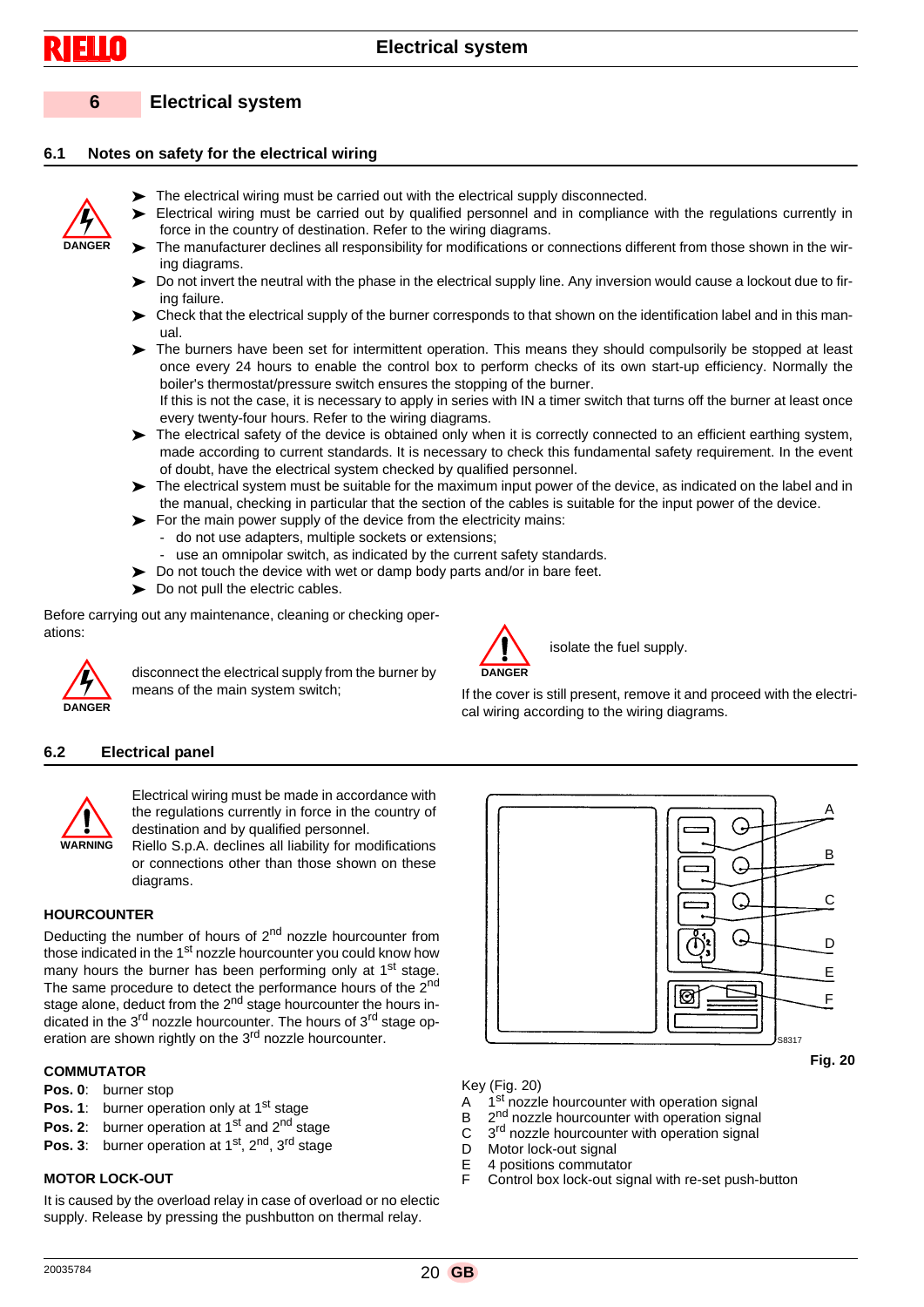# 6 Electrical system

## 6.1 Notes on safety for the electrical wiring

DANGER

- The electrical wiring must be carried out with the electrical supply disconnected.
- Electrical wiring must be carried out by qualified personnel and in compliance with the regulations currently in force in the country of destination. Refer to the wiring diagrams.
- The manufacturer declines all responsibility for modifications or connections different from those shown in the wiring diagrams.
- Do not invert the neutral with the phase in the electrical supply line. Any inversion would cause a lockout due to firing failure.
- Check that the electrical supply of the burner corresponds to that shown on the identification label and in this manual.
- The burners have been set for intermittent operation. This means they should compulsorily be stopped at least once every 24 hours to enable the control box to perform checks of its own start-up efficiency. Normally the boiler's thermostat/pressure switch ensures the stopping of the burner.
  If this is not the case, it is necessary to apply in series with IN a timer switch that turns off the burner at least once every twenty-four hours. Refer to the wiring diagrams.
- The electrical safety of the device is obtained only when it is correctly connected to an efficient earthing system, made according to current standards. It is necessary to check this fundamental safety requirement. In the event of doubt, have the electrical system checked by qualified personnel.
- The electrical system must be suitable for the maximum input power of the device, as indicated on the label and in the manual, checking in particular that the section of the cables is suitable for the input power of the device.
- For the main power supply of the device from the electricity mains:
  - do not use adapters, multiple sockets or extensions;
  - use an omnipolar switch, as indicated by the current safety standards.
- Do not touch the device with wet or damp body parts and/or in bare feet.
- Do not pull the electric cables.

Before carrying out any maintenance, cleaning or checking operations:

DANGER — disconnect the electrical supply from the burner by means of the main system switch;

DANGER — isolate the fuel supply.

If the cover is still present, remove it and proceed with the electrical wiring according to the wiring diagrams.

## 6.2 Electrical panel

WARNING

Electrical wiring must be made in accordance with the regulations currently in force in the country of destination and by qualified personnel.
Riello S.p.A. declines all liability for modifications or connections other than those shown on these diagrams.

### HOURCOUNTER

Deducting the number of hours of 2nd nozzle hourcounter from those indicated in the 1st nozzle hourcounter you could know how many hours the burner has been performing only at 1st stage. The same procedure to detect the performance hours of the 2nd stage alone, deduct from the 2nd stage hourcounter the hours indicated in the 3rd nozzle hourcounter. The hours of 3rd stage operation are shown rightly on the 3rd nozzle hourcounter.

### COMMUTATOR

**Pos. 0**: burner stop
**Pos. 1**: burner operation only at 1st stage
**Pos. 2**: burner operation at 1st and 2nd stage
**Pos. 3**: burner operation at 1st, 2nd, 3rd stage

### MOTOR LOCK-OUT

It is caused by the overload relay in case of overload or no electric supply. Release by pressing the pushbutton on thermal relay.

S8317

Fig. 20

Key (Fig. 20)
A 1st nozzle hourcounter with operation signal
B 2nd nozzle hourcounter with operation signal
C 3rd nozzle hourcounter with operation signal
D Motor lock-out signal
E 4 positions commutator
F Control box lock-out signal with re-set push-button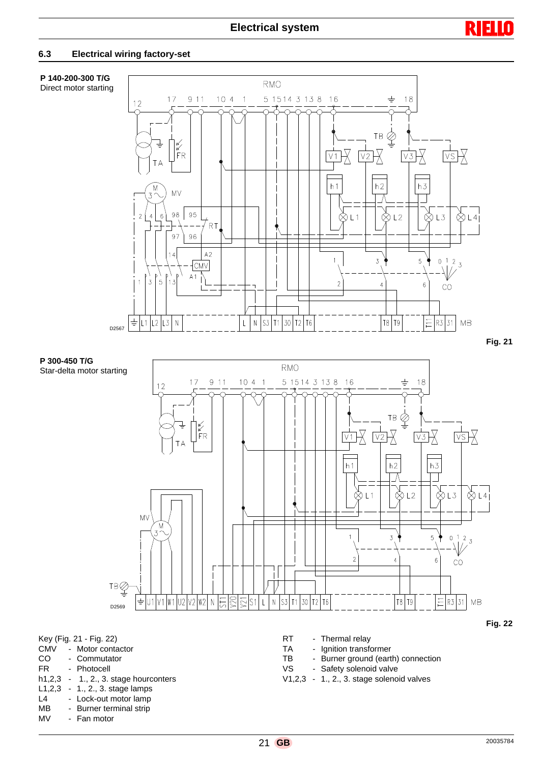## 6.3 Electrical wiring factory-set

**P 140-200-300 T/G**
Direct motor starting

Fig. 21

**P 300-450 T/G**
Star-delta motor starting

Fig. 22

Key (Fig. 21 - Fig. 22)

- CMV - Motor contactor
- CO - Commutator
- FR - Photocell
- h1,2,3 - 1., 2., 3. stage hourconters
- L1,2,3 - 1., 2., 3. stage lamps
- L4 - Lock-out motor lamp
- MB - Burner terminal strip
- MV - Fan motor
- RT - Thermal relay
- TA - Ignition transformer
- TB - Burner ground (earth) connection
- VS - Safety solenoid valve
- V1,2,3 - 1., 2., 3. stage solenoid valves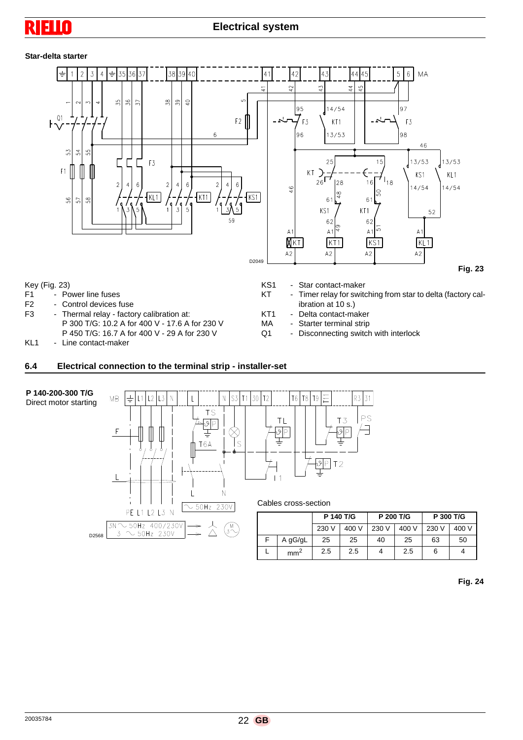## Star-delta starter

Fig. 23

Key (Fig. 23)

- F1 - Power line fuses
- F2 - Control devices fuse
- F3 - Thermal relay - factory calibration at:
  P 300 T/G: 10.2 A for 400 V - 17.6 A for 230 V
  P 450 T/G: 16.7 A for 400 V - 29 A for 230 V
- KL1 - Line contact-maker
- KS1 - Star contact-maker
- KT - Timer relay for switching from star to delta (factory calibration at 10 s.)
- KT1 - Delta contact-maker
- MA - Starter terminal strip
- Q1 - Disconnecting switch with interlock

## 6.4 Electrical connection to the terminal strip - installer-set

**P 140-200-300 T/G**
Direct motor starting

Cables cross-section

| | | P 140 T/G | | P 200 T/G | | P 300 T/G | |
|---|---|---|---|---|---|---|---|
| | | 230 V | 400 V | 230 V | 400 V | 230 V | 400 V |
| F | A gG/gL | 25 | 25 | 40 | 25 | 63 | 50 |
| L | mm² | 2.5 | 2.5 | 4 | 2.5 | 6 | 4 |

Fig. 24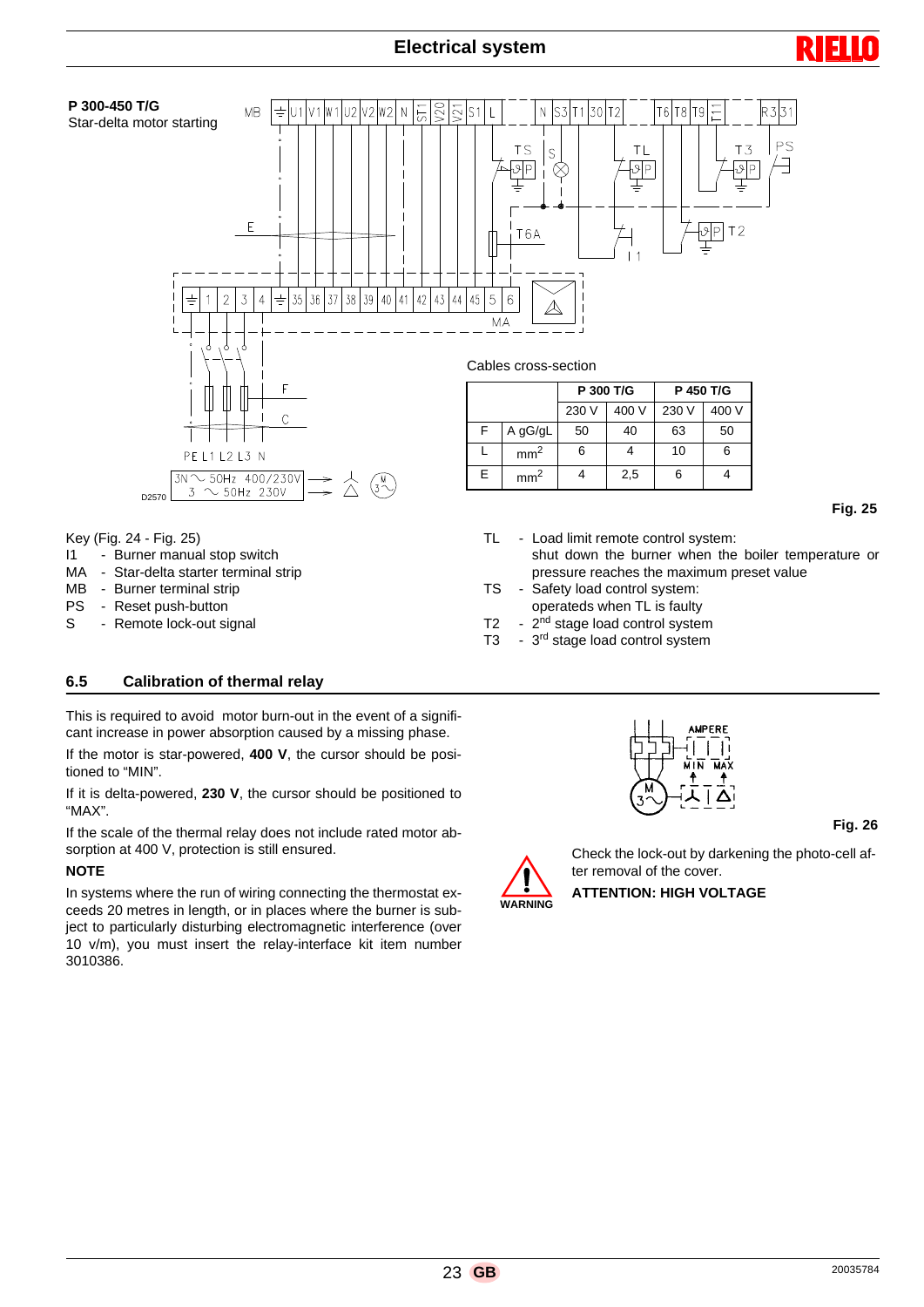**P 300-450 T/G**
Star-delta motor starting

Cables cross-section

| | | P 300 T/G | | P 450 T/G | |
|---|---|---|---|---|---|
| | | 230 V | 400 V | 230 V | 400 V |
| F | A gG/gL | 50 | 40 | 63 | 50 |
| L | $mm^2$ | 6 | 4 | 10 | 6 |
| E | $mm^2$ | 4 | 2,5 | 6 | 4 |

**Fig. 25**

Key (Fig. 24 - Fig. 25)
- I1 - Burner manual stop switch
- MA - Star-delta starter terminal strip
- MB - Burner terminal strip
- PS - Reset push-button
- S - Remote lock-out signal
- TL - Load limit remote control system: shut down the burner when the boiler temperature or pressure reaches the maximum preset value
- TS - Safety load control system: operateds when TL is faulty
- T2 - 2nd stage load control system
- T3 - 3rd stage load control system

## 6.5 Calibration of thermal relay

This is required to avoid motor burn-out in the event of a significant increase in power absorption caused by a missing phase.

If the motor is star-powered, **400 V**, the cursor should be positioned to “MIN”.

If it is delta-powered, **230 V**, the cursor should be positioned to “MAX”.

If the scale of the thermal relay does not include rated motor absorption at 400 V, protection is still ensured.

**NOTE**

In systems where the run of wiring connecting the thermostat exceeds 20 metres in length, or in places where the burner is subject to particularly disturbing electromagnetic interference (over 10 v/m), you must insert the relay-interface kit item number 3010386.

**Fig. 26**

WARNING

Check the lock-out by darkening the photo-cell after removal of the cover.

**ATTENTION: HIGH VOLTAGE**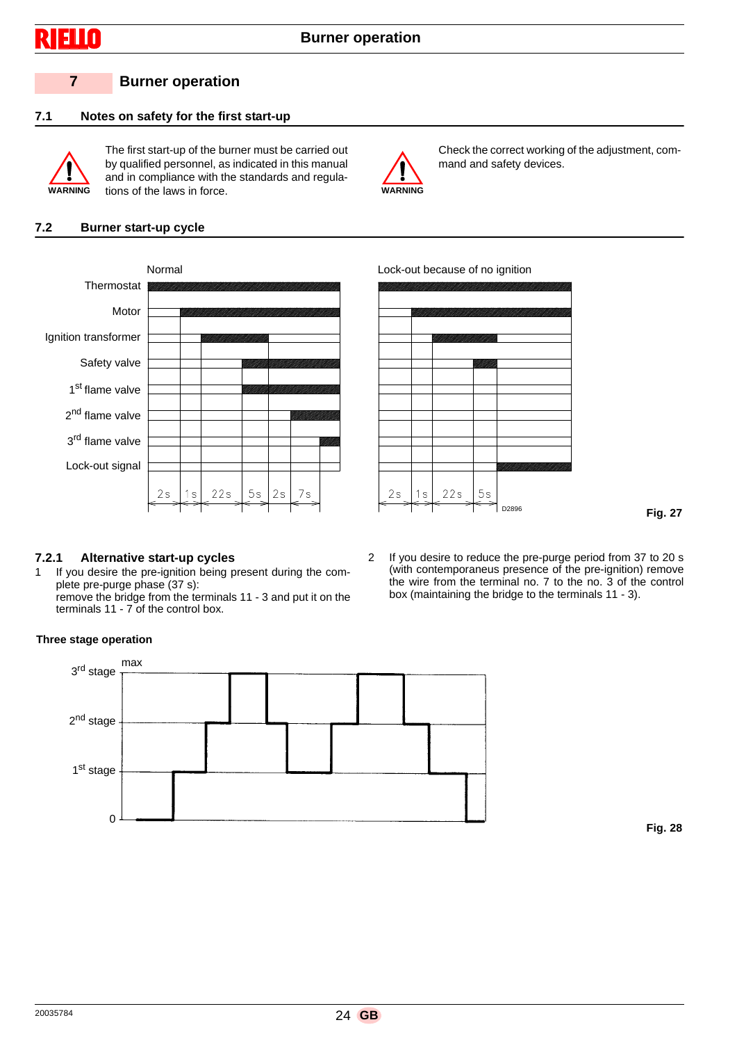# 7 Burner operation

## 7.1 Notes on safety for the first start-up

WARNING

The first start-up of the burner must be carried out by qualified personnel, as indicated in this manual and in compliance with the standards and regulations of the laws in force.

WARNING

Check the correct working of the adjustment, command and safety devices.

## 7.2 Burner start-up cycle

Normal

Lock-out because of no ignition

Thermostat

Motor

Ignition transformer

Safety valve

1st flame valve

2nd flame valve

3rd flame valve

Lock-out signal

2s 1s 22s 5s 2s 7s

2s 1s 22s 5s

D2896

Fig. 27

### 7.2.1 Alternative start-up cycles

1. If you desire the pre-ignition being present during the complete pre-purge phase (37 s):
   remove the bridge from the terminals 11 - 3 and put it on the terminals 11 - 7 of the control box.

2. If you desire to reduce the pre-purge period from 37 to 20 s (with contemporaneus presence of the pre-ignition) remove the wire from the terminal no. 7 to the no. 3 of the control box (maintaining the bridge to the terminals 11 - 3).

**Three stage operation**

max

3rd stage

2nd stage

1st stage

0

Fig. 28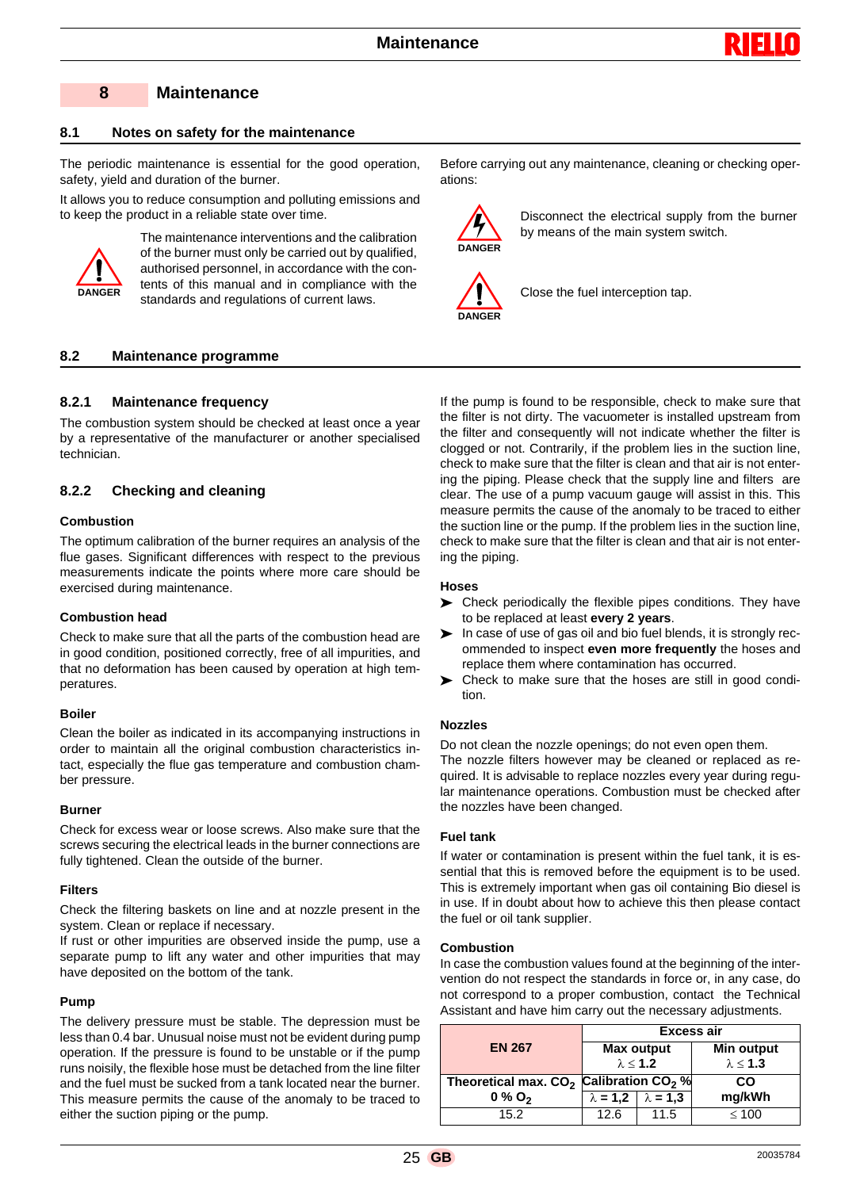# 8 Maintenance

## 8.1 Notes on safety for the maintenance

The periodic maintenance is essential for the good operation, safety, yield and duration of the burner.

It allows you to reduce consumption and polluting emissions and to keep the product in a reliable state over time.

DANGER

The maintenance interventions and the calibration of the burner must only be carried out by qualified, authorised personnel, in accordance with the contents of this manual and in compliance with the standards and regulations of current laws.

Before carrying out any maintenance, cleaning or checking operations:

DANGER

Disconnect the electrical supply from the burner by means of the main system switch.

DANGER

Close the fuel interception tap.

## 8.2 Maintenance programme

### 8.2.1 Maintenance frequency

The combustion system should be checked at least once a year by a representative of the manufacturer or another specialised technician.

### 8.2.2 Checking and cleaning

**Combustion**

The optimum calibration of the burner requires an analysis of the flue gases. Significant differences with respect to the previous measurements indicate the points where more care should be exercised during maintenance.

**Combustion head**

Check to make sure that all the parts of the combustion head are in good condition, positioned correctly, free of all impurities, and that no deformation has been caused by operation at high temperatures.

**Boiler**

Clean the boiler as indicated in its accompanying instructions in order to maintain all the original combustion characteristics intact, especially the flue gas temperature and combustion chamber pressure.

**Burner**

Check for excess wear or loose screws. Also make sure that the screws securing the electrical leads in the burner connections are fully tightened. Clean the outside of the burner.

**Filters**

Check the filtering baskets on line and at nozzle present in the system. Clean or replace if necessary.

If rust or other impurities are observed inside the pump, use a separate pump to lift any water and other impurities that may have deposited on the bottom of the tank.

**Pump**

The delivery pressure must be stable. The depression must be less than 0.4 bar. Unusual noise must not be evident during pump operation. If the pressure is found to be unstable or if the pump runs noisily, the flexible hose must be detached from the line filter and the fuel must be sucked from a tank located near the burner. This measure permits the cause of the anomaly to be traced to either the suction piping or the pump.

If the pump is found to be responsible, check to make sure that the filter is not dirty. The vacuometer is installed upstream from the filter and consequently will not indicate whether the filter is clogged or not. Contrarily, if the problem lies in the suction line, check to make sure that the filter is clean and that air is not entering the piping. Please check that the supply line and filters are clear. The use of a pump vacuum gauge will assist in this. This measure permits the cause of the anomaly to be traced to either the suction line or the pump. If the problem lies in the suction line, check to make sure that the filter is clean and that air is not entering the piping.

**Hoses**

- Check periodically the flexible pipes conditions. They have to be replaced at least **every 2 years**.
- In case of use of gas oil and bio fuel blends, it is strongly recommended to inspect **even more frequently** the hoses and replace them where contamination has occurred.
- Check to make sure that the hoses are still in good condition.

**Nozzles**

Do not clean the nozzle openings; do not even open them.
The nozzle filters however may be cleaned or replaced as required. It is advisable to replace nozzles every year during regular maintenance operations. Combustion must be checked after the nozzles have been changed.

**Fuel tank**

If water or contamination is present within the fuel tank, it is essential that this is removed before the equipment is to be used. This is extremely important when gas oil containing Bio diesel is in use. If in doubt about how to achieve this then please contact the fuel or oil tank supplier.

**Combustion**

In case the combustion values found at the beginning of the intervention do not respect the standards in force or, in any case, do not correspond to a proper combustion, contact the Technical Assistant and have him carry out the necessary adjustments.

| EN 267 | Excess air | | |
|---|---|---|---|
| | Max output $\lambda \leq 1.2$ | | Min output $\lambda \leq 1.3$ |
| Theoretical max. $CO_2$ 0 % $O_2$ | Calibration $CO_2$ % | | CO mg/kWh |
| | $\lambda = 1,2$ | $\lambda = 1,3$ | |
| 15.2 | 12.6 | 11.5 | $\leq 100$ |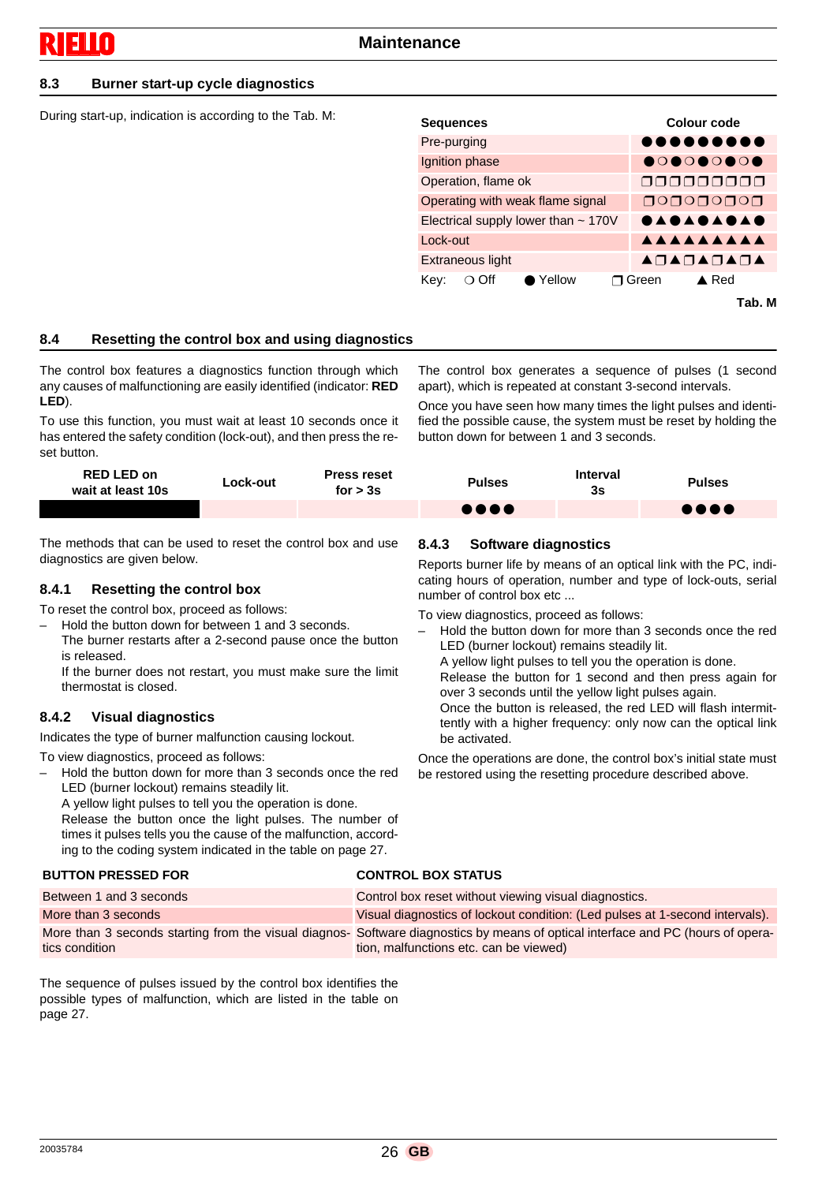## 8.3 Burner start-up cycle diagnostics

During start-up, indication is according to the Tab. M:

| Sequences | Colour code |
|---|---|
| Pre-purging | ●●●●●●●●● |
| Ignition phase | ●○●○●○●○● |
| Operation, flame ok | ❐❐❐❐❐❐❐❐❐ |
| Operating with weak flame signal | ❐○❐○❐○❐○❐ |
| Electrical supply lower than ~ 170V | ●▲●▲●▲●▲● |
| Lock-out | ▲▲▲▲▲▲▲▲▲ |
| Extraneous light | ▲❐▲❐▲❐▲❐▲ |
| Key: ○ Off ● Yellow | ❐ Green ▲ Red |

Tab. M

## 8.4 Resetting the control box and using diagnostics

The control box features a diagnostics function through which any causes of malfunctioning are easily identified (indicator: **RED LED**).

To use this function, you must wait at least 10 seconds once it has entered the safety condition (lock-out), and then press the reset button.

The control box generates a sequence of pulses (1 second apart), which is repeated at constant 3-second intervals.

Once you have seen how many times the light pulses and identified the possible cause, the system must be reset by holding the button down for between 1 and 3 seconds.

| RED LED on wait at least 10s | Lock-out | Press reset for > 3s | Pulses | Interval 3s | Pulses |
|---|---|---|---|---|---|
| | | | ●●●● | | ●●●● |

The methods that can be used to reset the control box and use diagnostics are given below.

### 8.4.1 Resetting the control box

To reset the control box, proceed as follows:

– Hold the button down for between 1 and 3 seconds.
  The burner restarts after a 2-second pause once the button is released.
  If the burner does not restart, you must make sure the limit thermostat is closed.

### 8.4.2 Visual diagnostics

Indicates the type of burner malfunction causing lockout.

To view diagnostics, proceed as follows:

– Hold the button down for more than 3 seconds once the red LED (burner lockout) remains steadily lit.
  A yellow light pulses to tell you the operation is done.
  Release the button once the light pulses. The number of times it pulses tells you the cause of the malfunction, according to the coding system indicated in the table on page 27.

### 8.4.3 Software diagnostics

Reports burner life by means of an optical link with the PC, indicating hours of operation, number and type of lock-outs, serial number of control box etc ...

To view diagnostics, proceed as follows:

– Hold the button down for more than 3 seconds once the red LED (burner lockout) remains steadily lit.
  A yellow light pulses to tell you the operation is done.
  Release the button for 1 second and then press again for over 3 seconds until the yellow light pulses again.
  Once the button is released, the red LED will flash intermittently with a higher frequency: only now can the optical link be activated.

Once the operations are done, the control box's initial state must be restored using the resetting procedure described above.

| BUTTON PRESSED FOR | CONTROL BOX STATUS |
|---|---|
| Between 1 and 3 seconds | Control box reset without viewing visual diagnostics. |
| More than 3 seconds | Visual diagnostics of lockout condition: (Led pulses at 1-second intervals). |
| More than 3 seconds starting from the visual diagnostics condition | Software diagnostics by means of optical interface and PC (hours of operation, malfunctions etc. can be viewed) |

The sequence of pulses issued by the control box identifies the possible types of malfunction, which are listed in the table on page 27.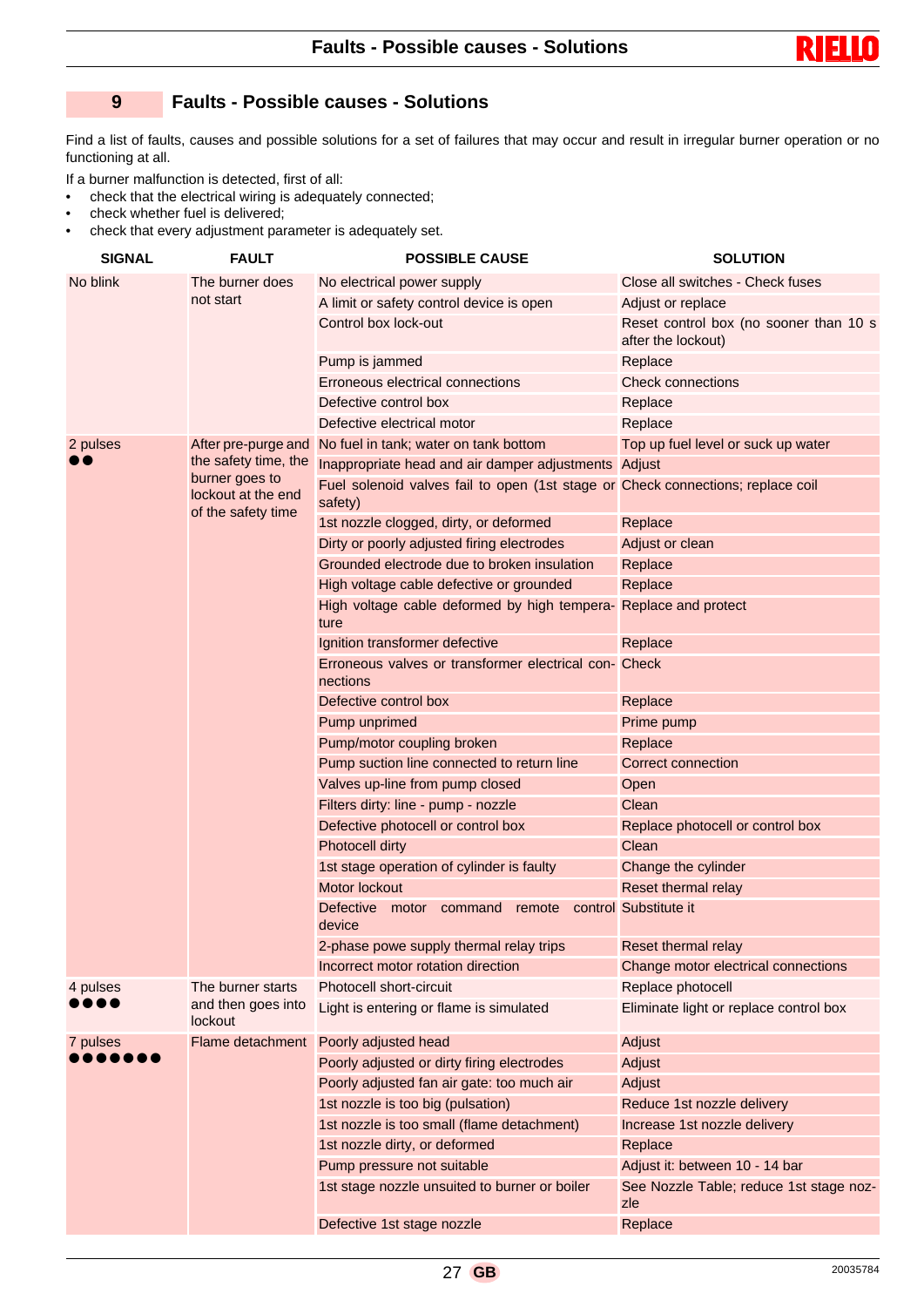## 9 Faults - Possible causes - Solutions

Find a list of faults, causes and possible solutions for a set of failures that may occur and result in irregular burner operation or no functioning at all.

If a burner malfunction is detected, first of all:

- check that the electrical wiring is adequately connected;
- check whether fuel is delivered;
- check that every adjustment parameter is adequately set.

| SIGNAL | FAULT | POSSIBLE CAUSE | SOLUTION |
|---|---|---|---|
| No blink | The burner does not start | No electrical power supply | Close all switches - Check fuses |
| | | A limit or safety control device is open | Adjust or replace |
| | | Control box lock-out | Reset control box (no sooner than 10 s after the lockout) |
| | | Pump is jammed | Replace |
| | | Erroneous electrical connections | Check connections |
| | | Defective control box | Replace |
| | | Defective electrical motor | Replace |
| 2 pulses ●● | After pre-purge and the safety time, the burner goes to lockout at the end of the safety time | No fuel in tank; water on tank bottom | Top up fuel level or suck up water |
| | | Inappropriate head and air damper adjustments | Adjust |
| | | Fuel solenoid valves fail to open (1st stage or safety) | Check connections; replace coil |
| | | 1st nozzle clogged, dirty, or deformed | Replace |
| | | Dirty or poorly adjusted firing electrodes | Adjust or clean |
| | | Grounded electrode due to broken insulation | Replace |
| | | High voltage cable defective or grounded | Replace |
| | | High voltage cable deformed by high temperature | Replace and protect |
| | | Ignition transformer defective | Replace |
| | | Erroneous valves or transformer electrical connections | Check |
| | | Defective control box | Replace |
| | | Pump unprimed | Prime pump |
| | | Pump/motor coupling broken | Replace |
| | | Pump suction line connected to return line | Correct connection |
| | | Valves up-line from pump closed | Open |
| | | Filters dirty: line - pump - nozzle | Clean |
| | | Defective photocell or control box | Replace photocell or control box |
| | | Photocell dirty | Clean |
| | | 1st stage operation of cylinder is faulty | Change the cylinder |
| | | Motor lockout | Reset thermal relay |
| | | Defective motor command remote control device | Substitute it |
| | | 2-phase powe supply thermal relay trips | Reset thermal relay |
| | | Incorrect motor rotation direction | Change motor electrical connections |
| 4 pulses ●●●● | The burner starts and then goes into lockout | Photocell short-circuit | Replace photocell |
| | | Light is entering or flame is simulated | Eliminate light or replace control box |
| 7 pulses ●●●●●●● | Flame detachment | Poorly adjusted head | Adjust |
| | | Poorly adjusted or dirty firing electrodes | Adjust |
| | | Poorly adjusted fan air gate: too much air | Adjust |
| | | 1st nozzle is too big (pulsation) | Reduce 1st nozzle delivery |
| | | 1st nozzle is too small (flame detachment) | Increase 1st nozzle delivery |
| | | 1st nozzle dirty, or deformed | Replace |
| | | Pump pressure not suitable | Adjust it: between 10 - 14 bar |
| | | 1st stage nozzle unsuited to burner or boiler | See Nozzle Table; reduce 1st stage nozzle |
| | | Defective 1st stage nozzle | Replace |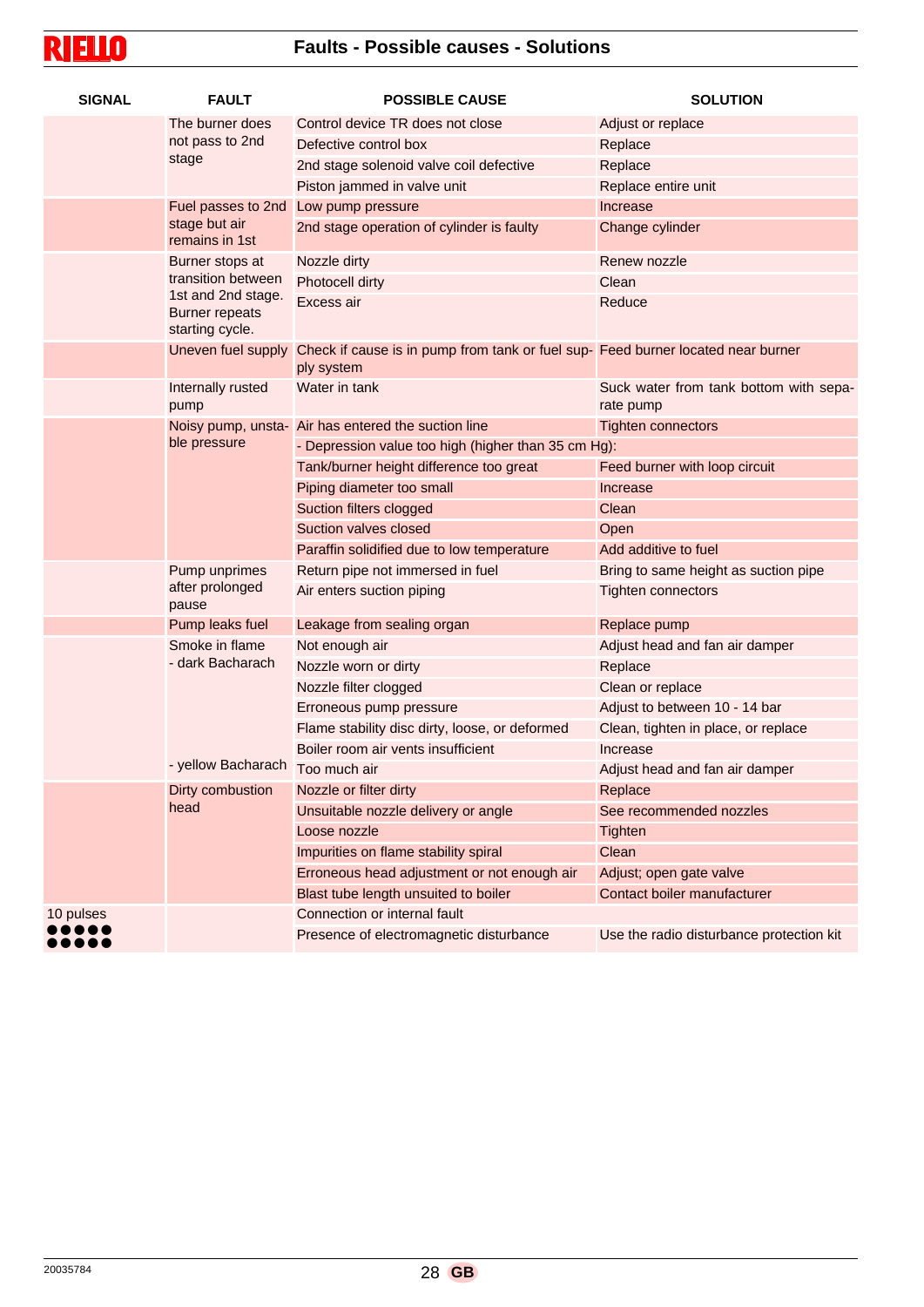## Faults - Possible causes - Solutions

| SIGNAL | FAULT | POSSIBLE CAUSE | SOLUTION |
|---|---|---|---|
| | The burner does not pass to 2nd stage | Control device TR does not close | Adjust or replace |
| | | Defective control box | Replace |
| | | 2nd stage solenoid valve coil defective | Replace |
| | | Piston jammed in valve unit | Replace entire unit |
| | Fuel passes to 2nd stage but air remains in 1st | Low pump pressure | Increase |
| | | 2nd stage operation of cylinder is faulty | Change cylinder |
| | Burner stops at transition between 1st and 2nd stage. Burner repeats starting cycle. | Nozzle dirty | Renew nozzle |
| | | Photocell dirty | Clean |
| | | Excess air | Reduce |
| | Uneven fuel supply | Check if cause is in pump from tank or fuel supply system | Feed burner located near burner |
| | Internally rusted pump | Water in tank | Suck water from tank bottom with separate pump |
| | Noisy pump, unstable pressure | Air has entered the suction line | Tighten connectors |
| | | - Depression value too high (higher than 35 cm Hg): | |
| | | Tank/burner height difference too great | Feed burner with loop circuit |
| | | Piping diameter too small | Increase |
| | | Suction filters clogged | Clean |
| | | Suction valves closed | Open |
| | | Paraffin solidified due to low temperature | Add additive to fuel |
| | Pump unprimes after prolonged pause | Return pipe not immersed in fuel | Bring to same height as suction pipe |
| | | Air enters suction piping | Tighten connectors |
| | Pump leaks fuel | Leakage from sealing organ | Replace pump |
| | Smoke in flame - dark Bacharach | Not enough air | Adjust head and fan air damper |
| | | Nozzle worn or dirty | Replace |
| | | Nozzle filter clogged | Clean or replace |
| | | Erroneous pump pressure | Adjust to between 10 - 14 bar |
| | | Flame stability disc dirty, loose, or deformed | Clean, tighten in place, or replace |
| | | Boiler room air vents insufficient | Increase |
| | - yellow Bacharach | Too much air | Adjust head and fan air damper |
| | Dirty combustion head | Nozzle or filter dirty | Replace |
| | | Unsuitable nozzle delivery or angle | See recommended nozzles |
| | | Loose nozzle | Tighten |
| | | Impurities on flame stability spiral | Clean |
| | | Erroneous head adjustment or not enough air | Adjust; open gate valve |
| | | Blast tube length unsuited to boiler | Contact boiler manufacturer |
| 10 pulses ●●●●● ●●●●● | | Connection or internal fault | |
| | | Presence of electromagnetic disturbance | Use the radio disturbance protection kit |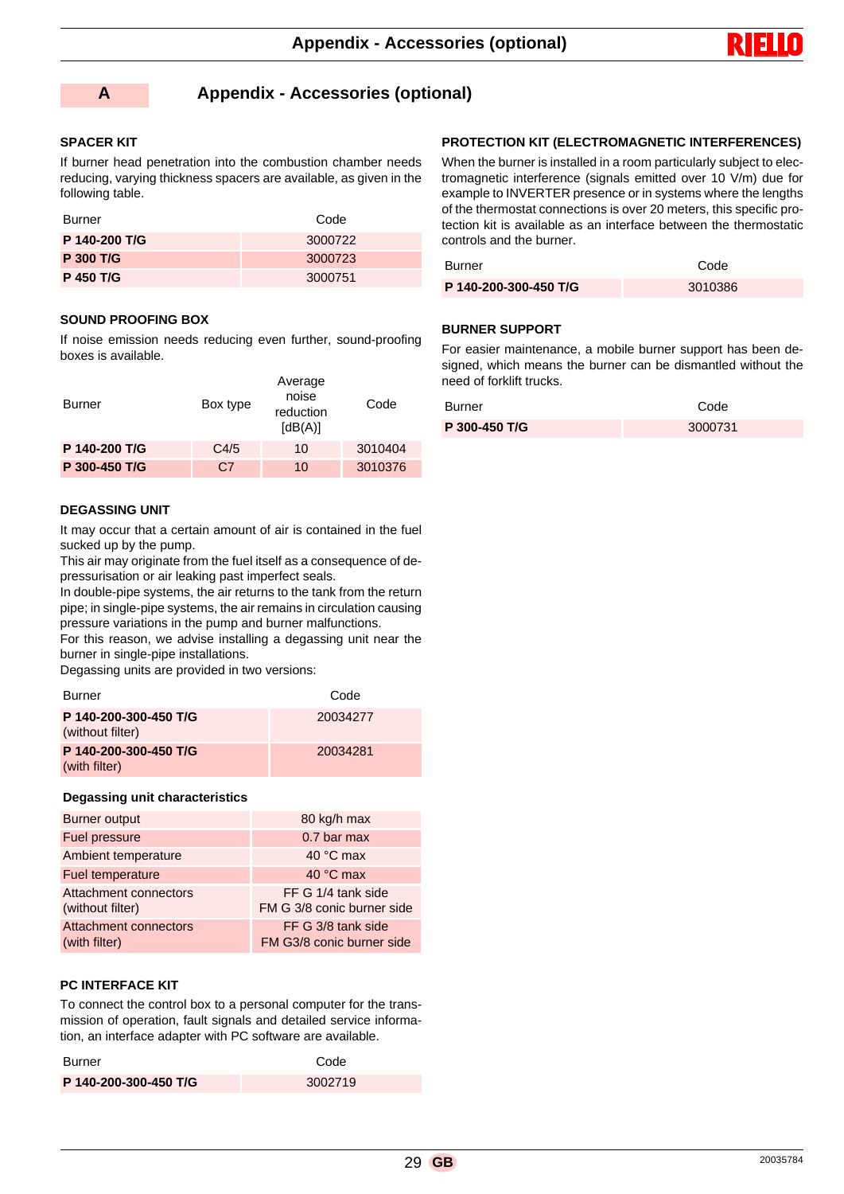# A Appendix - Accessories (optional)

### SPACER KIT

If burner head penetration into the combustion chamber needs reducing, varying thickness spacers are available, as given in the following table.

| Burner | Code |
|---|---|
| **P 140-200 T/G** | 3000722 |
| **P 300 T/G** | 3000723 |
| **P 450 T/G** | 3000751 |

### SOUND PROOFING BOX

If noise emission needs reducing even further, sound-proofing boxes is available.

| Burner | Box type | Average noise reduction [dB(A)] | Code |
|---|---|---|---|
| **P 140-200 T/G** | C4/5 | 10 | 3010404 |
| **P 300-450 T/G** | C7 | 10 | 3010376 |

### DEGASSING UNIT

It may occur that a certain amount of air is contained in the fuel sucked up by the pump.
This air may originate from the fuel itself as a consequence of depressurisation or air leaking past imperfect seals.
In double-pipe systems, the air returns to the tank from the return pipe; in single-pipe systems, the air remains in circulation causing pressure variations in the pump and burner malfunctions.
For this reason, we advise installing a degassing unit near the burner in single-pipe installations.
Degassing units are provided in two versions:

| Burner | Code |
|---|---|
| **P 140-200-300-450 T/G** (without filter) | 20034277 |
| **P 140-200-300-450 T/G** (with filter) | 20034281 |

**Degassing unit characteristics**

| | |
|---|---|
| Burner output | 80 kg/h max |
| Fuel pressure | 0.7 bar max |
| Ambient temperature | 40 °C max |
| Fuel temperature | 40 °C max |
| Attachment connectors (without filter) | FF G 1/4 tank side<br>FM G 3/8 conic burner side |
| Attachment connectors (with filter) | FF G 3/8 tank side<br>FM G3/8 conic burner side |

### PC INTERFACE KIT

To connect the control box to a personal computer for the transmission of operation, fault signals and detailed service information, an interface adapter with PC software are available.

| Burner | Code |
|---|---|
| **P 140-200-300-450 T/G** | 3002719 |

### PROTECTION KIT (ELECTROMAGNETIC INTERFERENCES)

When the burner is installed in a room particularly subject to electromagnetic interference (signals emitted over 10 V/m) due for example to INVERTER presence or in systems where the lengths of the thermostat connections is over 20 meters, this specific protection kit is available as an interface between the thermostatic controls and the burner.

| Burner | Code |
|---|---|
| **P 140-200-300-450 T/G** | 3010386 |

### BURNER SUPPORT

For easier maintenance, a mobile burner support has been designed, which means the burner can be dismantled without the need of forklift trucks.

| Burner | Code |
|---|---|
| **P 300-450 T/G** | 3000731 |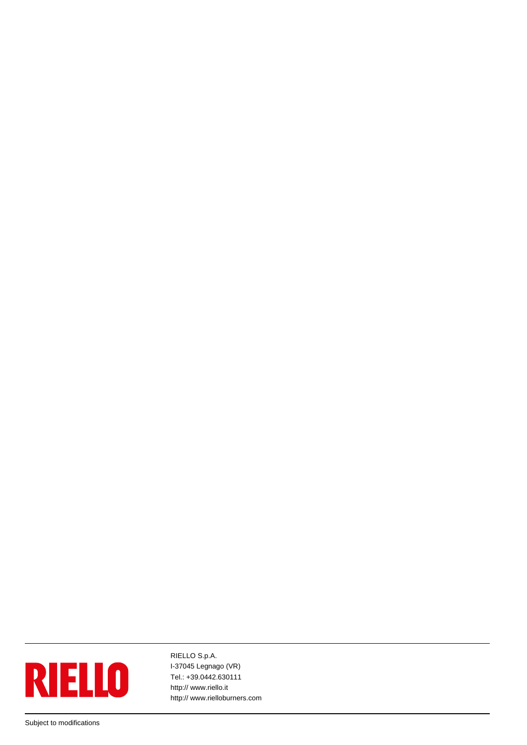RIELLO

RIELLO S.p.A.
I-37045 Legnago (VR)
Tel.: +39.0442.630111
http:// www.riello.it
http:// www.rielloburners.com

Subject to modifications